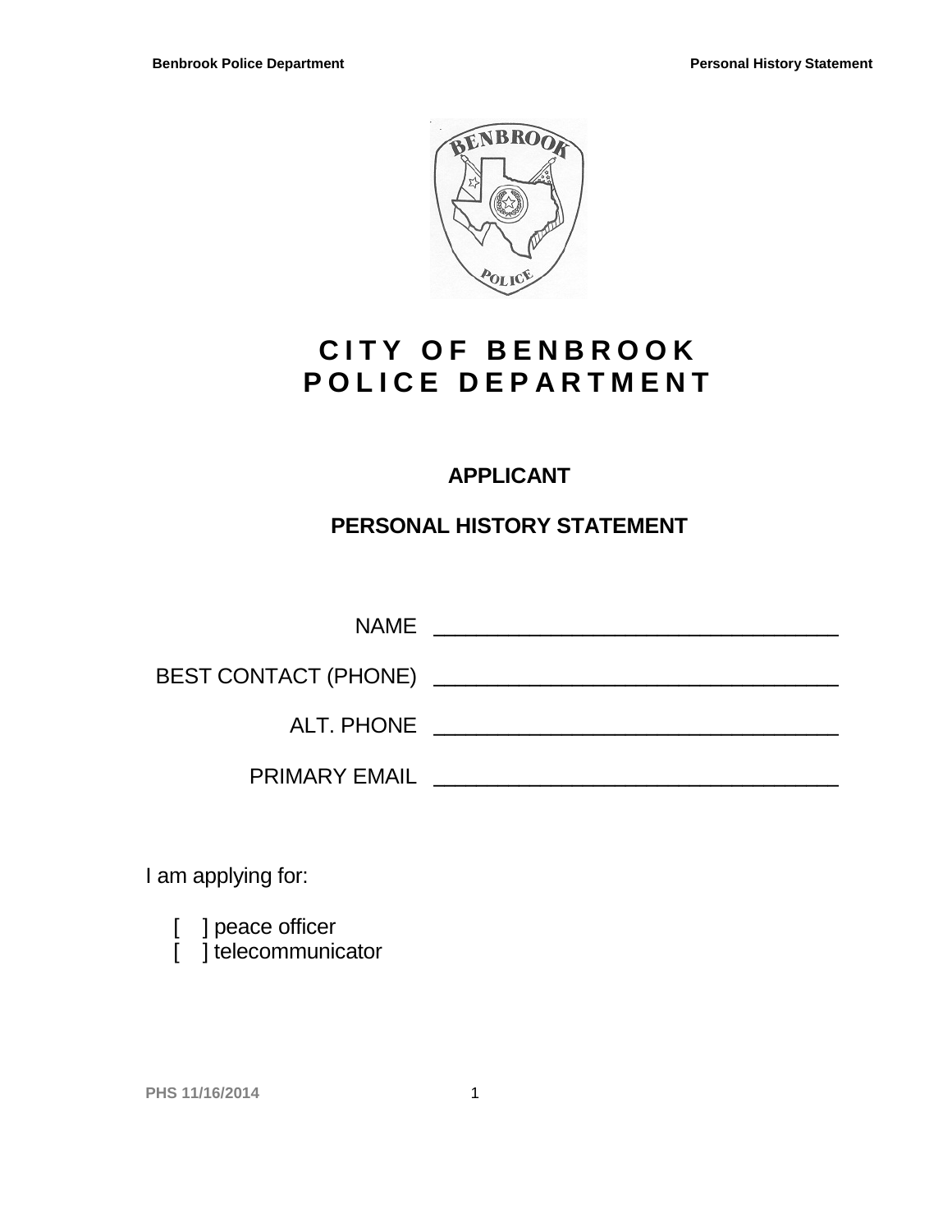# CITY OF BENBROOK POLICE DEPARTMENT

## APPLICANT

## PERSONAL HISTORY STATEMENT

NAME ________________________________

BEST CONTACT (PHONE) ________________________________

ALT. PHONE ________________________________

PRIMARY EMAIL ________________________________

I am applying for:

[ ] peace officer
[ ] telecommunicator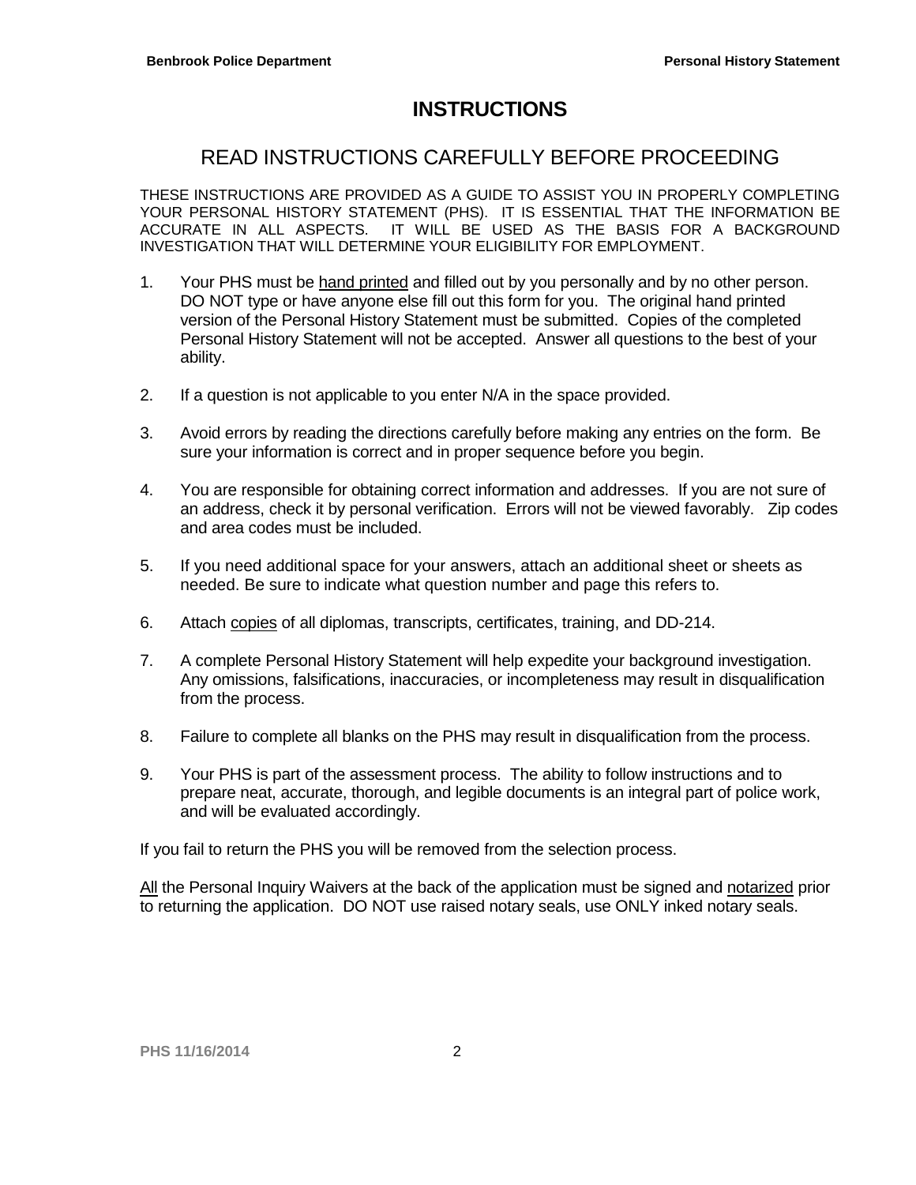# INSTRUCTIONS

## READ INSTRUCTIONS CAREFULLY BEFORE PROCEEDING

THESE INSTRUCTIONS ARE PROVIDED AS A GUIDE TO ASSIST YOU IN PROPERLY COMPLETING YOUR PERSONAL HISTORY STATEMENT (PHS). IT IS ESSENTIAL THAT THE INFORMATION BE ACCURATE IN ALL ASPECTS. IT WILL BE USED AS THE BASIS FOR A BACKGROUND INVESTIGATION THAT WILL DETERMINE YOUR ELIGIBILITY FOR EMPLOYMENT.

1. Your PHS must be <u>hand printed</u> and filled out by you personally and by no other person. DO NOT type or have anyone else fill out this form for you. The original hand printed version of the Personal History Statement must be submitted. Copies of the completed Personal History Statement will not be accepted. Answer all questions to the best of your ability.

2. If a question is not applicable to you enter N/A in the space provided.

3. Avoid errors by reading the directions carefully before making any entries on the form. Be sure your information is correct and in proper sequence before you begin.

4. You are responsible for obtaining correct information and addresses. If you are not sure of an address, check it by personal verification. Errors will not be viewed favorably. Zip codes and area codes must be included.

5. If you need additional space for your answers, attach an additional sheet or sheets as needed. Be sure to indicate what question number and page this refers to.

6. Attach <u>copies</u> of all diplomas, transcripts, certificates, training, and DD-214.

7. A complete Personal History Statement will help expedite your background investigation. Any omissions, falsifications, inaccuracies, or incompleteness may result in disqualification from the process.

8. Failure to complete all blanks on the PHS may result in disqualification from the process.

9. Your PHS is part of the assessment process. The ability to follow instructions and to prepare neat, accurate, thorough, and legible documents is an integral part of police work, and will be evaluated accordingly.

If you fail to return the PHS you will be removed from the selection process.

<u>All</u> the Personal Inquiry Waivers at the back of the application must be signed and <u>notarized</u> prior to returning the application. DO NOT use raised notary seals, use ONLY inked notary seals.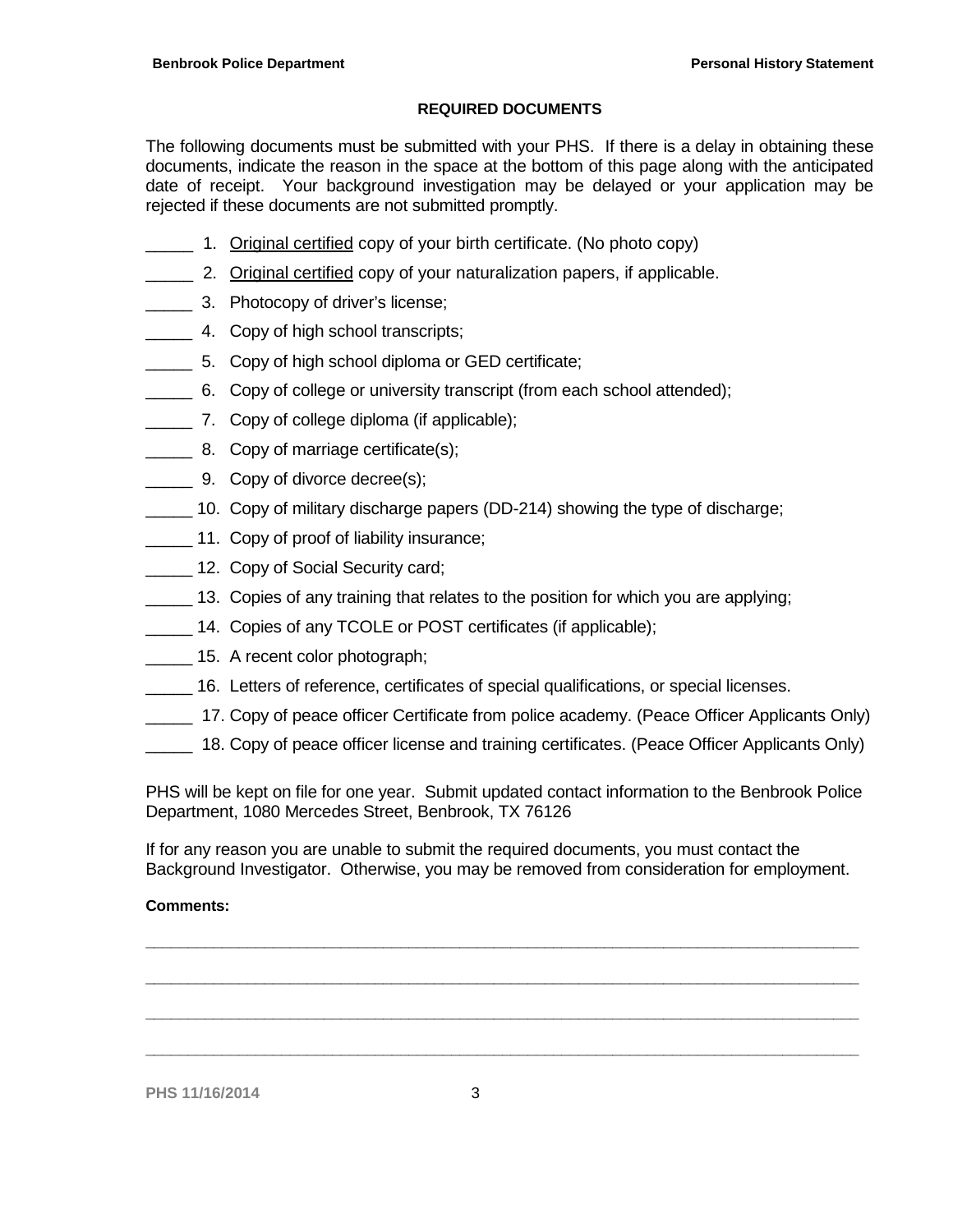## REQUIRED DOCUMENTS

The following documents must be submitted with your PHS. If there is a delay in obtaining these documents, indicate the reason in the space at the bottom of this page along with the anticipated date of receipt. Your background investigation may be delayed or your application may be rejected if these documents are not submitted promptly.

_____ 1. <u>Original certified</u> copy of your birth certificate. (No photo copy)

_____ 2. <u>Original certified</u> copy of your naturalization papers, if applicable.

_____ 3. Photocopy of driver's license;

_____ 4. Copy of high school transcripts;

_____ 5. Copy of high school diploma or GED certificate;

_____ 6. Copy of college or university transcript (from each school attended);

_____ 7. Copy of college diploma (if applicable);

_____ 8. Copy of marriage certificate(s);

_____ 9. Copy of divorce decree(s);

_____ 10. Copy of military discharge papers (DD-214) showing the type of discharge;

_____ 11. Copy of proof of liability insurance;

_____ 12. Copy of Social Security card;

_____ 13. Copies of any training that relates to the position for which you are applying;

_____ 14. Copies of any TCOLE or POST certificates (if applicable);

_____ 15. A recent color photograph;

_____ 16. Letters of reference, certificates of special qualifications, or special licenses.

_____ 17. Copy of peace officer Certificate from police academy. (Peace Officer Applicants Only)

_____ 18. Copy of peace officer license and training certificates. (Peace Officer Applicants Only)

PHS will be kept on file for one year. Submit updated contact information to the Benbrook Police Department, 1080 Mercedes Street, Benbrook, TX 76126

If for any reason you are unable to submit the required documents, you must contact the Background Investigator. Otherwise, you may be removed from consideration for employment.

**Comments:**

________________________________________________________________________________

________________________________________________________________________________

________________________________________________________________________________

________________________________________________________________________________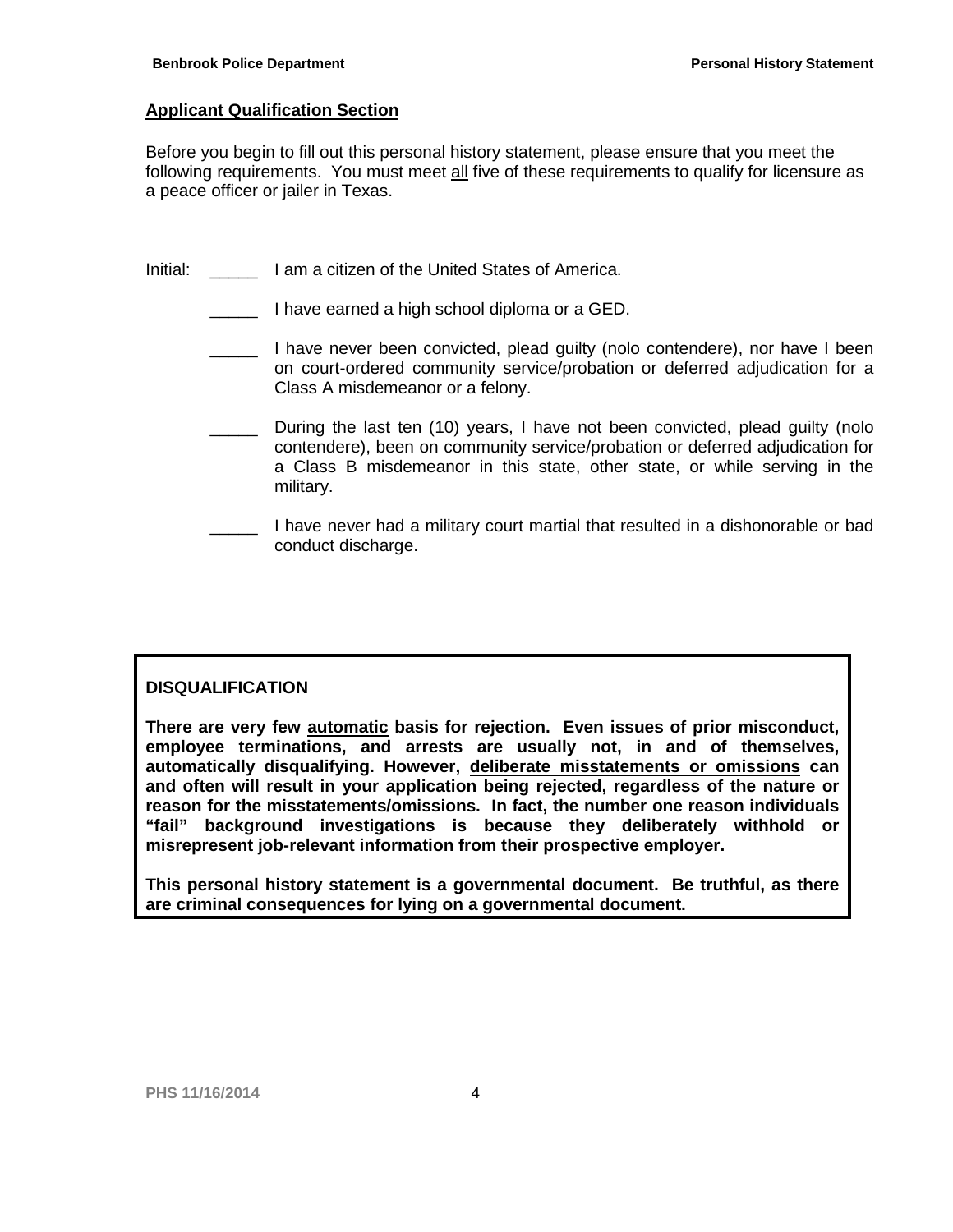## Applicant Qualification Section

Before you begin to fill out this personal history statement, please ensure that you meet the following requirements. You must meet all five of these requirements to qualify for licensure as a peace officer or jailer in Texas.

Initial: _____ I am a citizen of the United States of America.

_____ I have earned a high school diploma or a GED.

_____ I have never been convicted, plead guilty (nolo contendere), nor have I been on court-ordered community service/probation or deferred adjudication for a Class A misdemeanor or a felony.

_____ During the last ten (10) years, I have not been convicted, plead guilty (nolo contendere), been on community service/probation or deferred adjudication for a Class B misdemeanor in this state, other state, or while serving in the military.

_____ I have never had a military court martial that resulted in a dishonorable or bad conduct discharge.

**DISQUALIFICATION**

**There are very few automatic basis for rejection. Even issues of prior misconduct, employee terminations, and arrests are usually not, in and of themselves, automatically disqualifying. However, deliberate misstatements or omissions can and often will result in your application being rejected, regardless of the nature or reason for the misstatements/omissions. In fact, the number one reason individuals "fail" background investigations is because they deliberately withhold or misrepresent job-relevant information from their prospective employer.**

**This personal history statement is a governmental document. Be truthful, as there are criminal consequences for lying on a governmental document.**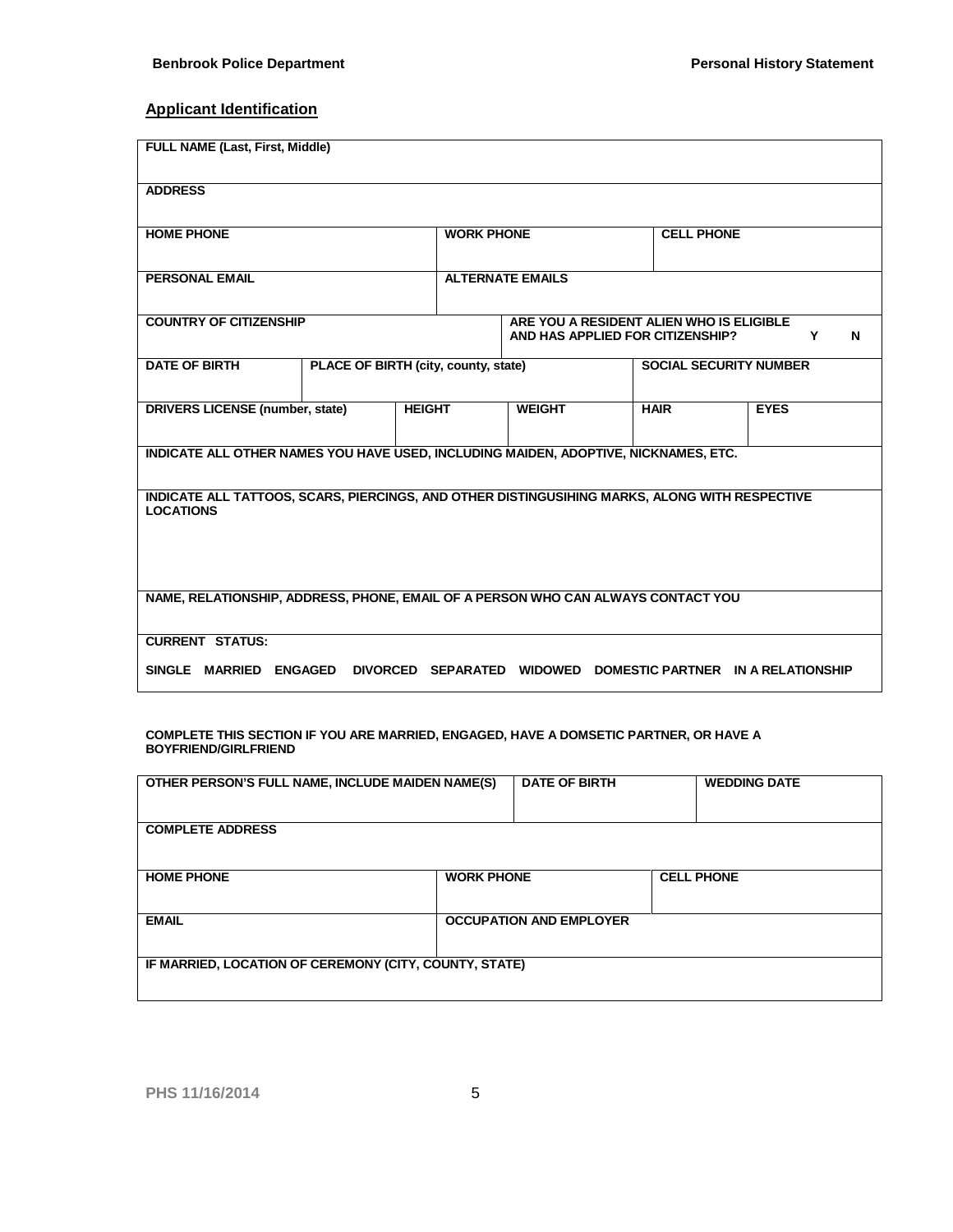## Applicant Identification

| FULL NAME (Last, First, Middle) | | | | | | |
|---|---|---|---|---|---|---|
| **ADDRESS** | | | | | | |
| **HOME PHONE** | | **WORK PHONE** | | | **CELL PHONE** | |
| **PERSONAL EMAIL** | | **ALTERNATE EMAILS** | | | | |
| **COUNTRY OF CITIZENSHIP** | | | **ARE YOU A RESIDENT ALIEN WHO IS ELIGIBLE AND HAS APPLIED FOR CITIZENSHIP? Y N** | | | |
| **DATE OF BIRTH** | **PLACE OF BIRTH (city, county, state)** | | | | **SOCIAL SECURITY NUMBER** | |
| **DRIVERS LICENSE (number, state)** | | **HEIGHT** | **WEIGHT** | | **HAIR** | **EYES** |
| **INDICATE ALL OTHER NAMES YOU HAVE USED, INCLUDING MAIDEN, ADOPTIVE, NICKNAMES, ETC.** | | | | | | |
| **INDICATE ALL TATTOOS, SCARS, PIERCINGS, AND OTHER DISTINGUSIHING MARKS, ALONG WITH RESPECTIVE LOCATIONS** | | | | | | |
| **NAME, RELATIONSHIP, ADDRESS, PHONE, EMAIL OF A PERSON WHO CAN ALWAYS CONTACT YOU** | | | | | | |
| **CURRENT STATUS:** SINGLE MARRIED ENGAGED DIVORCED SEPARATED WIDOWED DOMESTIC PARTNER IN A RELATIONSHIP | | | | | | |

**COMPLETE THIS SECTION IF YOU ARE MARRIED, ENGAGED, HAVE A DOMSETIC PARTNER, OR HAVE A BOYFRIEND/GIRLFRIEND**

| OTHER PERSON'S FULL NAME, INCLUDE MAIDEN NAME(S) | | DATE OF BIRTH | WEDDING DATE |
|---|---|---|---|
| **COMPLETE ADDRESS** | | | |
| **HOME PHONE** | **WORK PHONE** | | **CELL PHONE** |
| **EMAIL** | **OCCUPATION AND EMPLOYER** | | |
| **IF MARRIED, LOCATION OF CEREMONY (CITY, COUNTY, STATE)** | | | |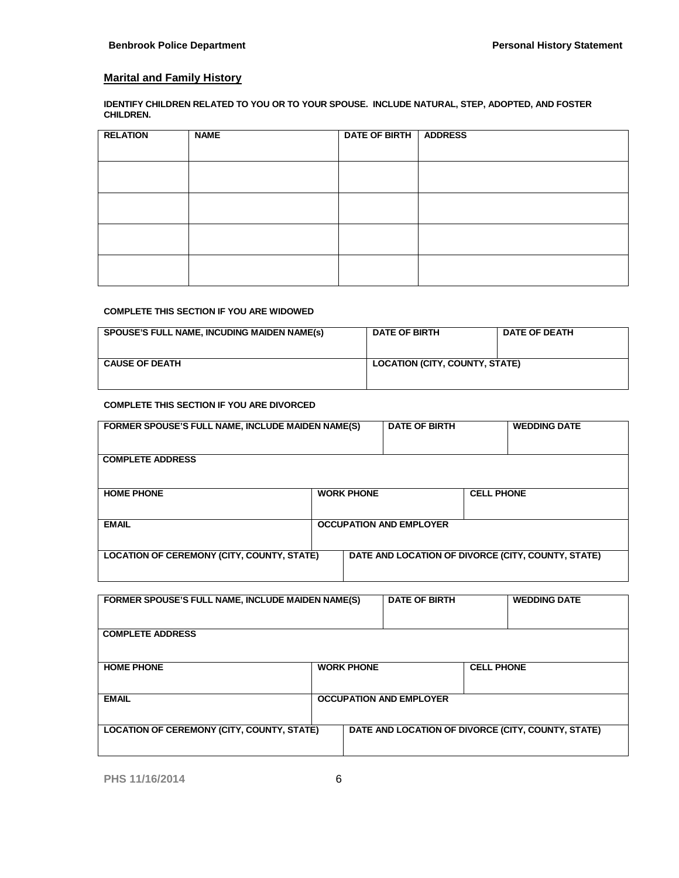## Marital and Family History

**IDENTIFY CHILDREN RELATED TO YOU OR TO YOUR SPOUSE. INCLUDE NATURAL, STEP, ADOPTED, AND FOSTER CHILDREN.**

| RELATION | NAME | DATE OF BIRTH | ADDRESS |
|---|---|---|---|
| | | | |
| | | | |
| | | | |
| | | | |

**COMPLETE THIS SECTION IF YOU ARE WIDOWED**

| SPOUSE'S FULL NAME, INCUDING MAIDEN NAME(s) | DATE OF BIRTH | DATE OF DEATH |
|---|---|---|
| **CAUSE OF DEATH** | **LOCATION (CITY, COUNTY, STATE)** | |

**COMPLETE THIS SECTION IF YOU ARE DIVORCED**

| FORMER SPOUSE'S FULL NAME, INCLUDE MAIDEN NAME(S) | | DATE OF BIRTH | WEDDING DATE |
|---|---|---|---|
| **COMPLETE ADDRESS** | | | |
| **HOME PHONE** | **WORK PHONE** | | **CELL PHONE** |
| **EMAIL** | **OCCUPATION AND EMPLOYER** | | |
| **LOCATION OF CEREMONY (CITY, COUNTY, STATE)** | **DATE AND LOCATION OF DIVORCE (CITY, COUNTY, STATE)** | | |

| FORMER SPOUSE'S FULL NAME, INCLUDE MAIDEN NAME(S) | | DATE OF BIRTH | WEDDING DATE |
|---|---|---|---|
| **COMPLETE ADDRESS** | | | |
| **HOME PHONE** | **WORK PHONE** | | **CELL PHONE** |
| **EMAIL** | **OCCUPATION AND EMPLOYER** | | |
| **LOCATION OF CEREMONY (CITY, COUNTY, STATE)** | **DATE AND LOCATION OF DIVORCE (CITY, COUNTY, STATE)** | | |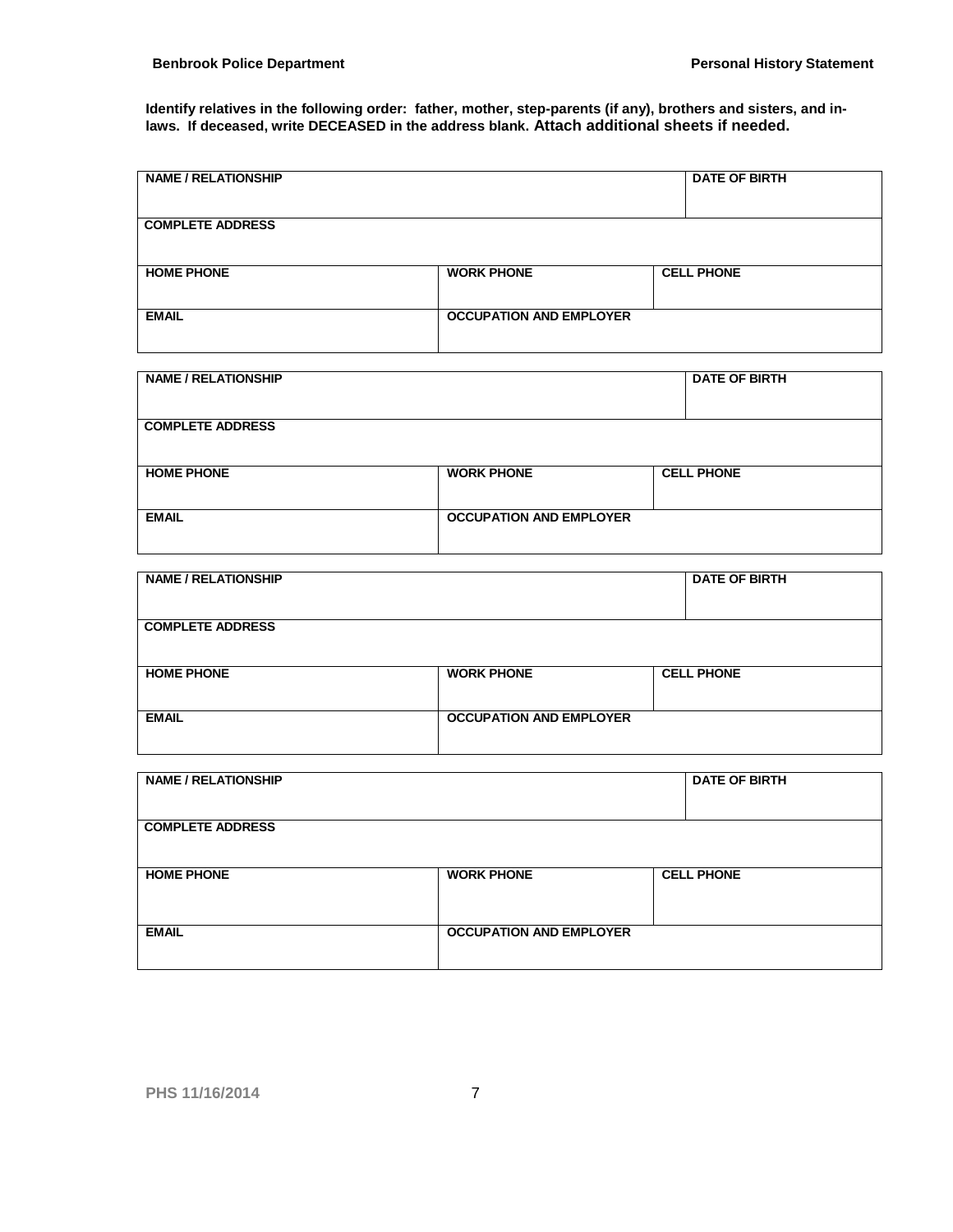**Identify relatives in the following order: father, mother, step-parents (if any), brothers and sisters, and in-laws. If deceased, write DECEASED in the address blank. Attach additional sheets if needed.**

| NAME / RELATIONSHIP | | DATE OF BIRTH |
|---|---|---|
| COMPLETE ADDRESS | | |
| HOME PHONE | WORK PHONE | CELL PHONE |
| EMAIL | OCCUPATION AND EMPLOYER | |

| NAME / RELATIONSHIP | | DATE OF BIRTH |
|---|---|---|
| COMPLETE ADDRESS | | |
| HOME PHONE | WORK PHONE | CELL PHONE |
| EMAIL | OCCUPATION AND EMPLOYER | |

| NAME / RELATIONSHIP | | DATE OF BIRTH |
|---|---|---|
| COMPLETE ADDRESS | | |
| HOME PHONE | WORK PHONE | CELL PHONE |
| EMAIL | OCCUPATION AND EMPLOYER | |

| NAME / RELATIONSHIP | | DATE OF BIRTH |
|---|---|---|
| COMPLETE ADDRESS | | |
| HOME PHONE | WORK PHONE | CELL PHONE |
| EMAIL | OCCUPATION AND EMPLOYER | |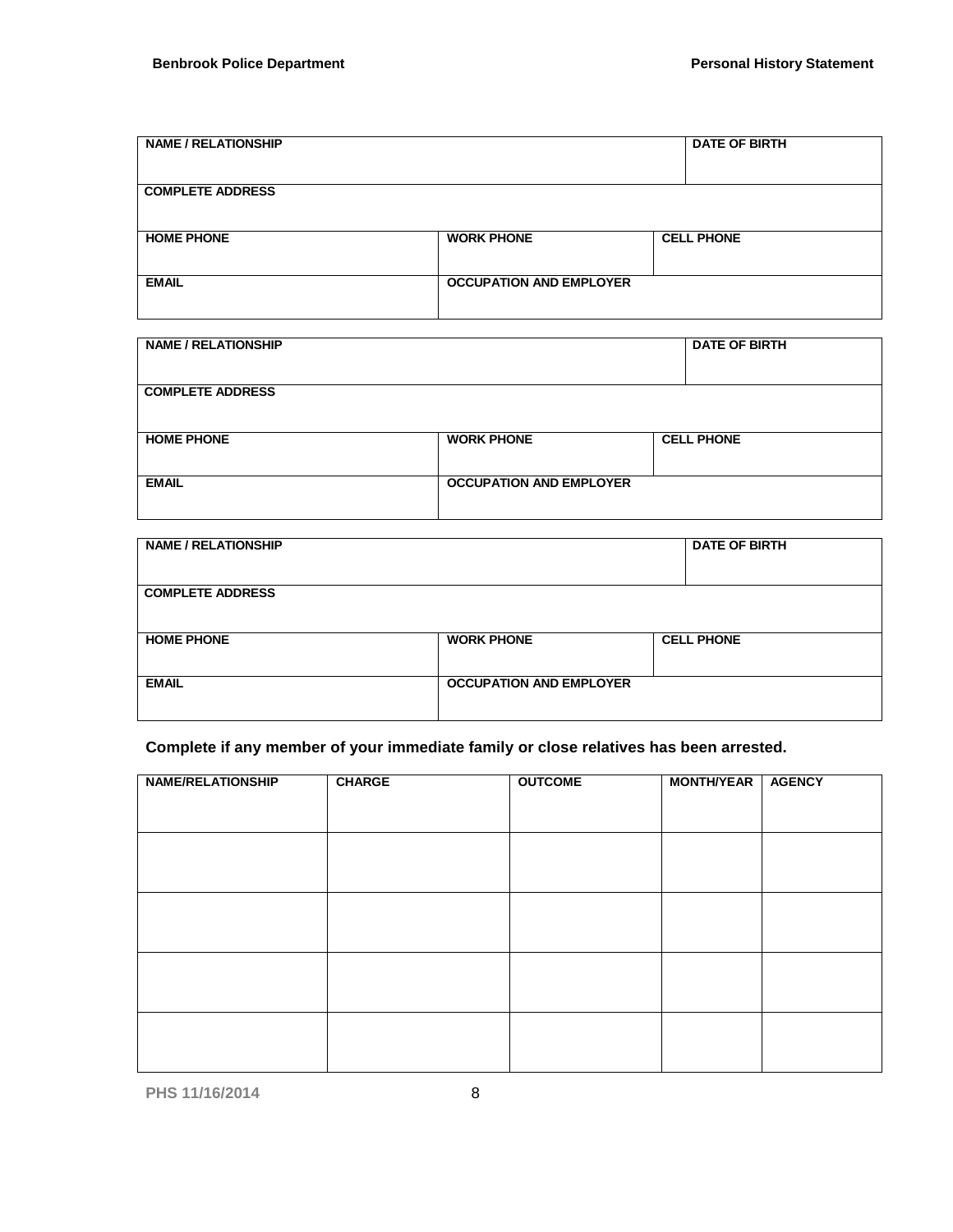| NAME / RELATIONSHIP | | DATE OF BIRTH |
|---|---|---|
| COMPLETE ADDRESS | | |
| HOME PHONE | WORK PHONE | CELL PHONE |
| EMAIL | OCCUPATION AND EMPLOYER | |

| NAME / RELATIONSHIP | | DATE OF BIRTH |
|---|---|---|
| COMPLETE ADDRESS | | |
| HOME PHONE | WORK PHONE | CELL PHONE |
| EMAIL | OCCUPATION AND EMPLOYER | |

| NAME / RELATIONSHIP | | DATE OF BIRTH |
|---|---|---|
| COMPLETE ADDRESS | | |
| HOME PHONE | WORK PHONE | CELL PHONE |
| EMAIL | OCCUPATION AND EMPLOYER | |

**Complete if any member of your immediate family or close relatives has been arrested.**

| NAME/RELATIONSHIP | CHARGE | OUTCOME | MONTH/YEAR | AGENCY |
|---|---|---|---|---|
| | | | | |
| | | | | |
| | | | | |
| | | | | |

PHS 11/16/2014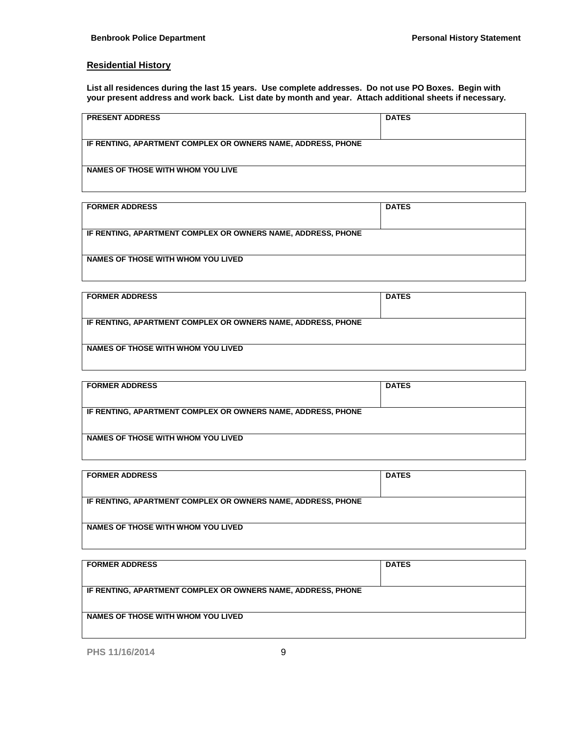## Residential History

**List all residences during the last 15 years. Use complete addresses. Do not use PO Boxes. Begin with your present address and work back. List date by month and year. Attach additional sheets if necessary.**

| PRESENT ADDRESS | DATES |
|---|---|
| IF RENTING, APARTMENT COMPLEX OR OWNERS NAME, ADDRESS, PHONE | |
| NAMES OF THOSE WITH WHOM YOU LIVE | |

| FORMER ADDRESS | DATES |
|---|---|
| IF RENTING, APARTMENT COMPLEX OR OWNERS NAME, ADDRESS, PHONE | |
| NAMES OF THOSE WITH WHOM YOU LIVED | |

| FORMER ADDRESS | DATES |
|---|---|
| IF RENTING, APARTMENT COMPLEX OR OWNERS NAME, ADDRESS, PHONE | |
| NAMES OF THOSE WITH WHOM YOU LIVED | |

| FORMER ADDRESS | DATES |
|---|---|
| IF RENTING, APARTMENT COMPLEX OR OWNERS NAME, ADDRESS, PHONE | |
| NAMES OF THOSE WITH WHOM YOU LIVED | |

| FORMER ADDRESS | DATES |
|---|---|
| IF RENTING, APARTMENT COMPLEX OR OWNERS NAME, ADDRESS, PHONE | |
| NAMES OF THOSE WITH WHOM YOU LIVED | |

| FORMER ADDRESS | DATES |
|---|---|
| IF RENTING, APARTMENT COMPLEX OR OWNERS NAME, ADDRESS, PHONE | |
| NAMES OF THOSE WITH WHOM YOU LIVED | |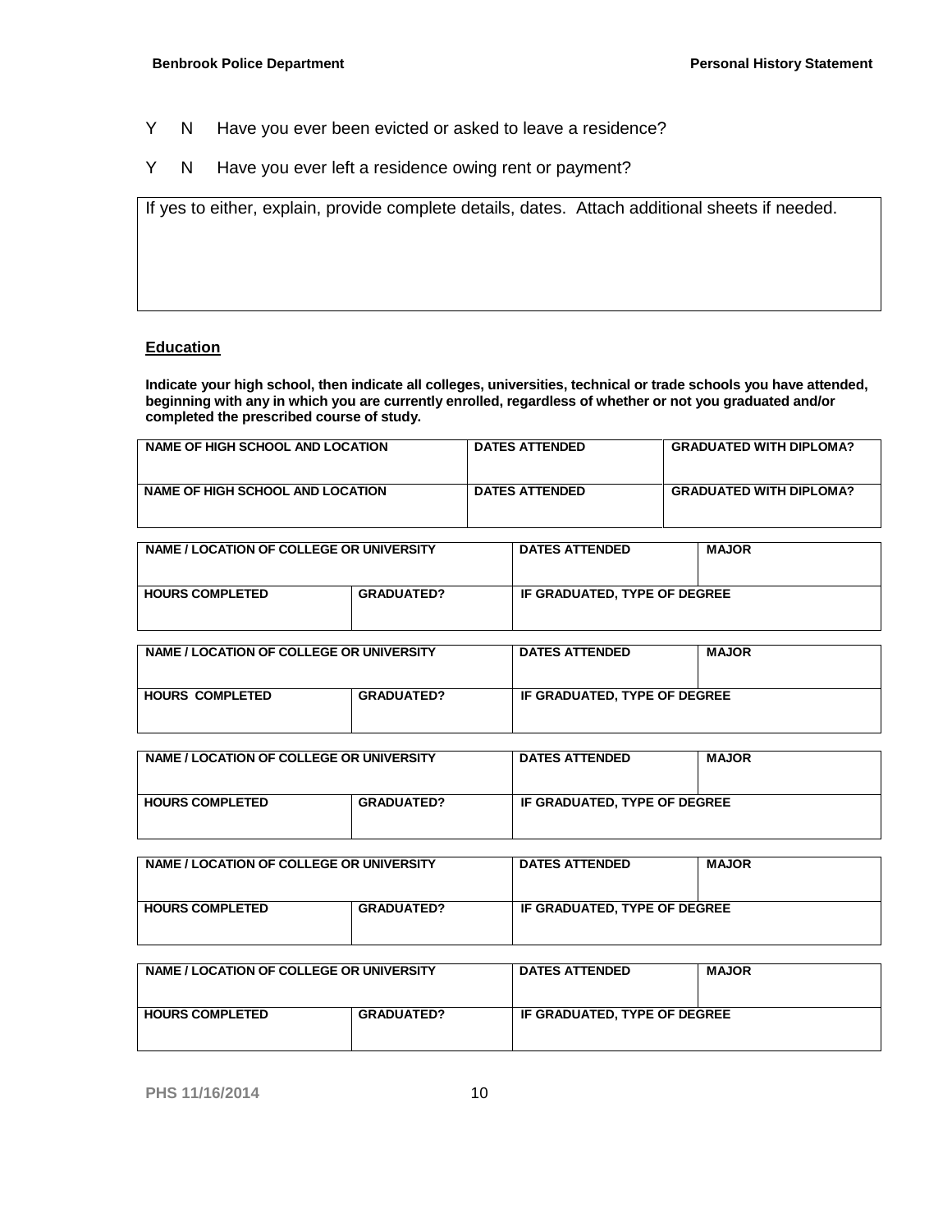Y N Have you ever been evicted or asked to leave a residence?

Y N Have you ever left a residence owing rent or payment?

| If yes to either, explain, provide complete details, dates. Attach additional sheets if needed. |
|---|
| |

## Education

**Indicate your high school, then indicate all colleges, universities, technical or trade schools you have attended, beginning with any in which you are currently enrolled, regardless of whether or not you graduated and/or completed the prescribed course of study.**

| NAME OF HIGH SCHOOL AND LOCATION | DATES ATTENDED | GRADUATED WITH DIPLOMA? |
|---|---|---|
| NAME OF HIGH SCHOOL AND LOCATION | DATES ATTENDED | GRADUATED WITH DIPLOMA? |

| NAME / LOCATION OF COLLEGE OR UNIVERSITY | | DATES ATTENDED | MAJOR |
|---|---|---|---|
| HOURS COMPLETED | GRADUATED? | IF GRADUATED, TYPE OF DEGREE | |

| NAME / LOCATION OF COLLEGE OR UNIVERSITY | | DATES ATTENDED | MAJOR |
|---|---|---|---|
| HOURS COMPLETED | GRADUATED? | IF GRADUATED, TYPE OF DEGREE | |

| NAME / LOCATION OF COLLEGE OR UNIVERSITY | | DATES ATTENDED | MAJOR |
|---|---|---|---|
| HOURS COMPLETED | GRADUATED? | IF GRADUATED, TYPE OF DEGREE | |

| NAME / LOCATION OF COLLEGE OR UNIVERSITY | | DATES ATTENDED | MAJOR |
|---|---|---|---|
| HOURS COMPLETED | GRADUATED? | IF GRADUATED, TYPE OF DEGREE | |

| NAME / LOCATION OF COLLEGE OR UNIVERSITY | | DATES ATTENDED | MAJOR |
|---|---|---|---|
| HOURS COMPLETED | GRADUATED? | IF GRADUATED, TYPE OF DEGREE | |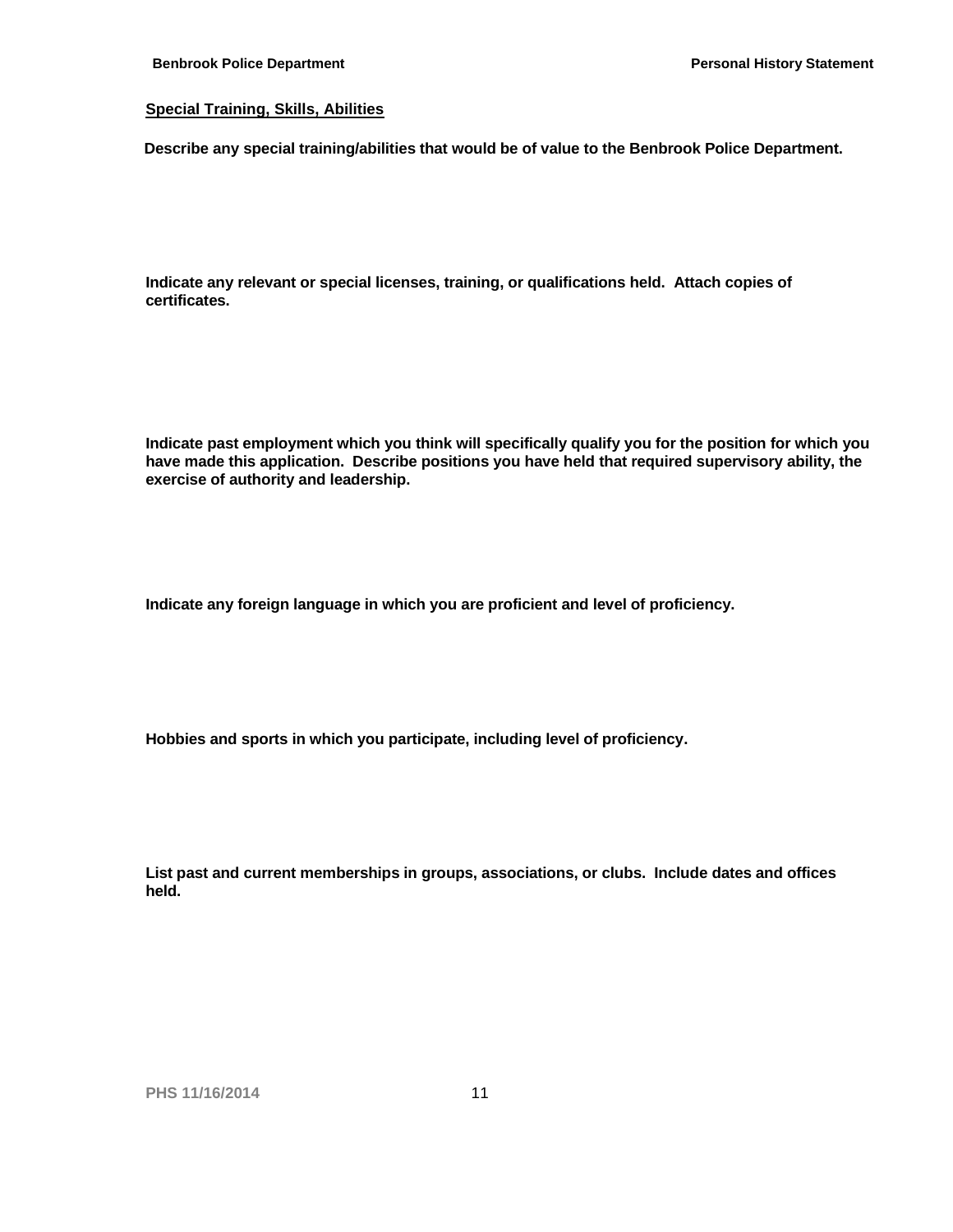## Special Training, Skills, Abilities

**Describe any special training/abilities that would be of value to the Benbrook Police Department.**

**Indicate any relevant or special licenses, training, or qualifications held. Attach copies of certificates.**

**Indicate past employment which you think will specifically qualify you for the position for which you have made this application. Describe positions you have held that required supervisory ability, the exercise of authority and leadership.**

**Indicate any foreign language in which you are proficient and level of proficiency.**

**Hobbies and sports in which you participate, including level of proficiency.**

**List past and current memberships in groups, associations, or clubs. Include dates and offices held.**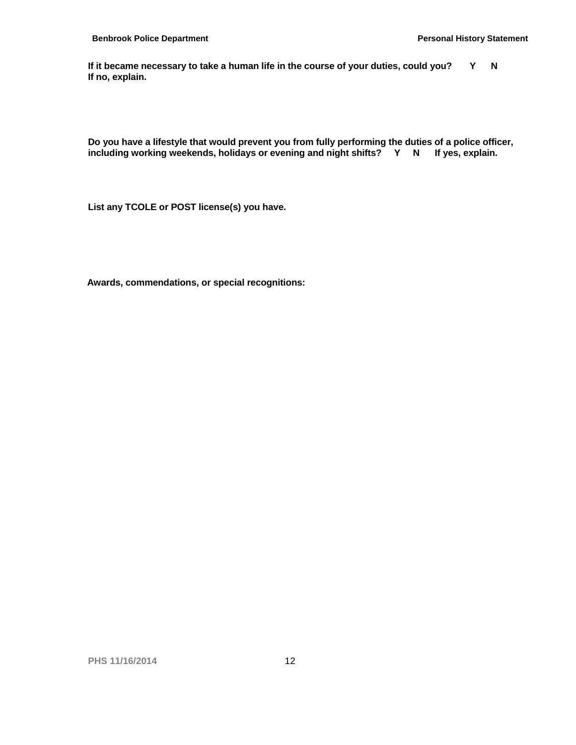**If it became necessary to take a human life in the course of your duties, could you? Y N**
**If no, explain.**

**Do you have a lifestyle that would prevent you from fully performing the duties of a police officer, including working weekends, holidays or evening and night shifts? Y N If yes, explain.**

**List any TCOLE or POST license(s) you have.**

**Awards, commendations, or special recognitions:**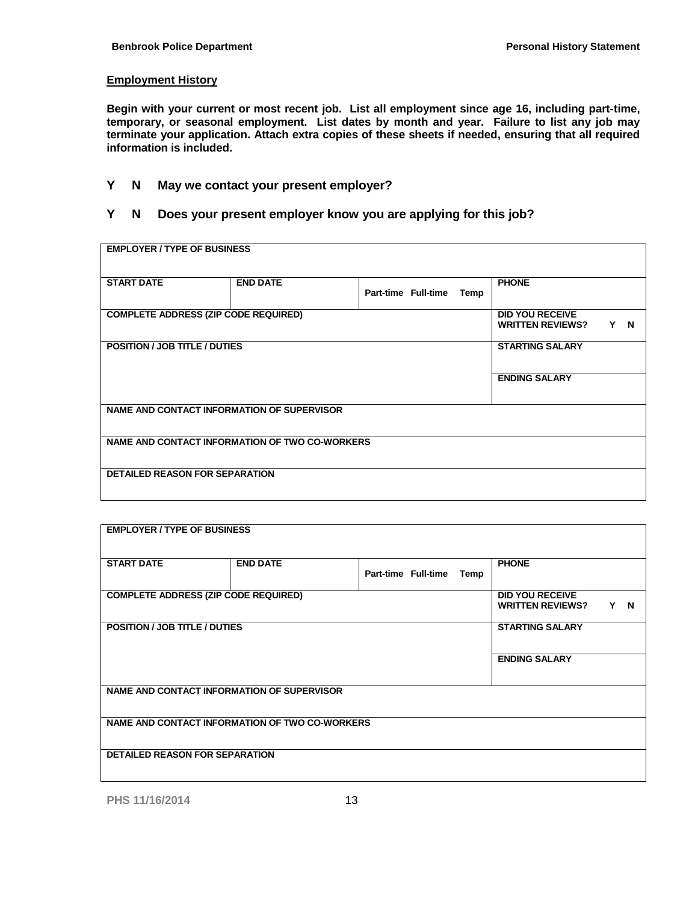**Employment History**

**Begin with your current or most recent job. List all employment since age 16, including part-time, temporary, or seasonal employment. List dates by month and year. Failure to list any job may terminate your application. Attach extra copies of these sheets if needed, ensuring that all required information is included.**

**Y N May we contact your present employer?**

**Y N Does your present employer know you are applying for this job?**

| EMPLOYER / TYPE OF BUSINESS | | | |
|---|---|---|---|
| START DATE | END DATE | Part-time Full-time Temp | PHONE |
| COMPLETE ADDRESS (ZIP CODE REQUIRED) | | | DID YOU RECEIVE WRITTEN REVIEWS? Y N |
| POSITION / JOB TITLE / DUTIES | | | STARTING SALARY |
| | | | ENDING SALARY |
| NAME AND CONTACT INFORMATION OF SUPERVISOR | | | |
| NAME AND CONTACT INFORMATION OF TWO CO-WORKERS | | | |
| DETAILED REASON FOR SEPARATION | | | |

| EMPLOYER / TYPE OF BUSINESS | | | |
|---|---|---|---|
| START DATE | END DATE | Part-time Full-time Temp | PHONE |
| COMPLETE ADDRESS (ZIP CODE REQUIRED) | | | DID YOU RECEIVE WRITTEN REVIEWS? Y N |
| POSITION / JOB TITLE / DUTIES | | | STARTING SALARY |
| | | | ENDING SALARY |
| NAME AND CONTACT INFORMATION OF SUPERVISOR | | | |
| NAME AND CONTACT INFORMATION OF TWO CO-WORKERS | | | |
| DETAILED REASON FOR SEPARATION | | | |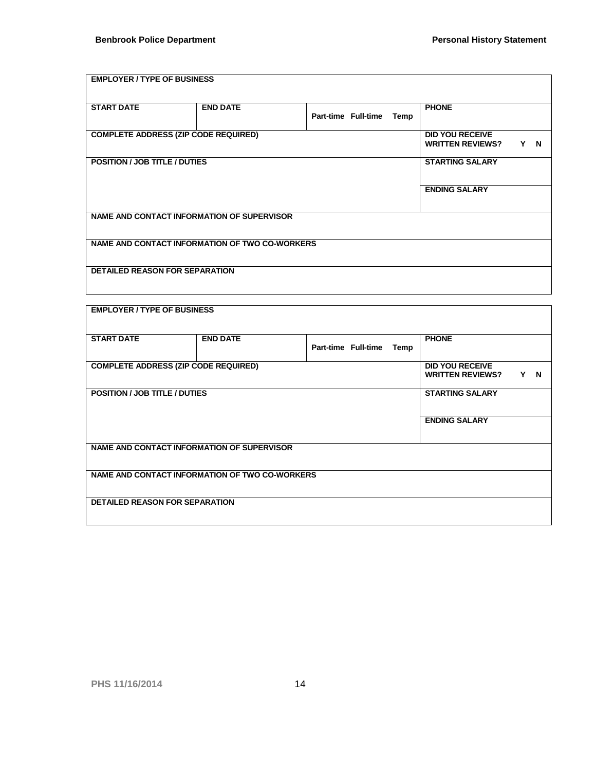| EMPLOYER / TYPE OF BUSINESS | | | |
|---|---|---|---|
| **START DATE** | **END DATE** | **Part-time Full-time Temp** | **PHONE** |
| **COMPLETE ADDRESS (ZIP CODE REQUIRED)** | | | **DID YOU RECEIVE WRITTEN REVIEWS? Y N** |
| **POSITION / JOB TITLE / DUTIES** | | | **STARTING SALARY** |
| | | | **ENDING SALARY** |
| **NAME AND CONTACT INFORMATION OF SUPERVISOR** | | | |
| **NAME AND CONTACT INFORMATION OF TWO CO-WORKERS** | | | |
| **DETAILED REASON FOR SEPARATION** | | | |

| EMPLOYER / TYPE OF BUSINESS | | | |
|---|---|---|---|
| **START DATE** | **END DATE** | **Part-time Full-time Temp** | **PHONE** |
| **COMPLETE ADDRESS (ZIP CODE REQUIRED)** | | | **DID YOU RECEIVE WRITTEN REVIEWS? Y N** |
| **POSITION / JOB TITLE / DUTIES** | | | **STARTING SALARY** |
| | | | **ENDING SALARY** |
| **NAME AND CONTACT INFORMATION OF SUPERVISOR** | | | |
| **NAME AND CONTACT INFORMATION OF TWO CO-WORKERS** | | | |
| **DETAILED REASON FOR SEPARATION** | | | |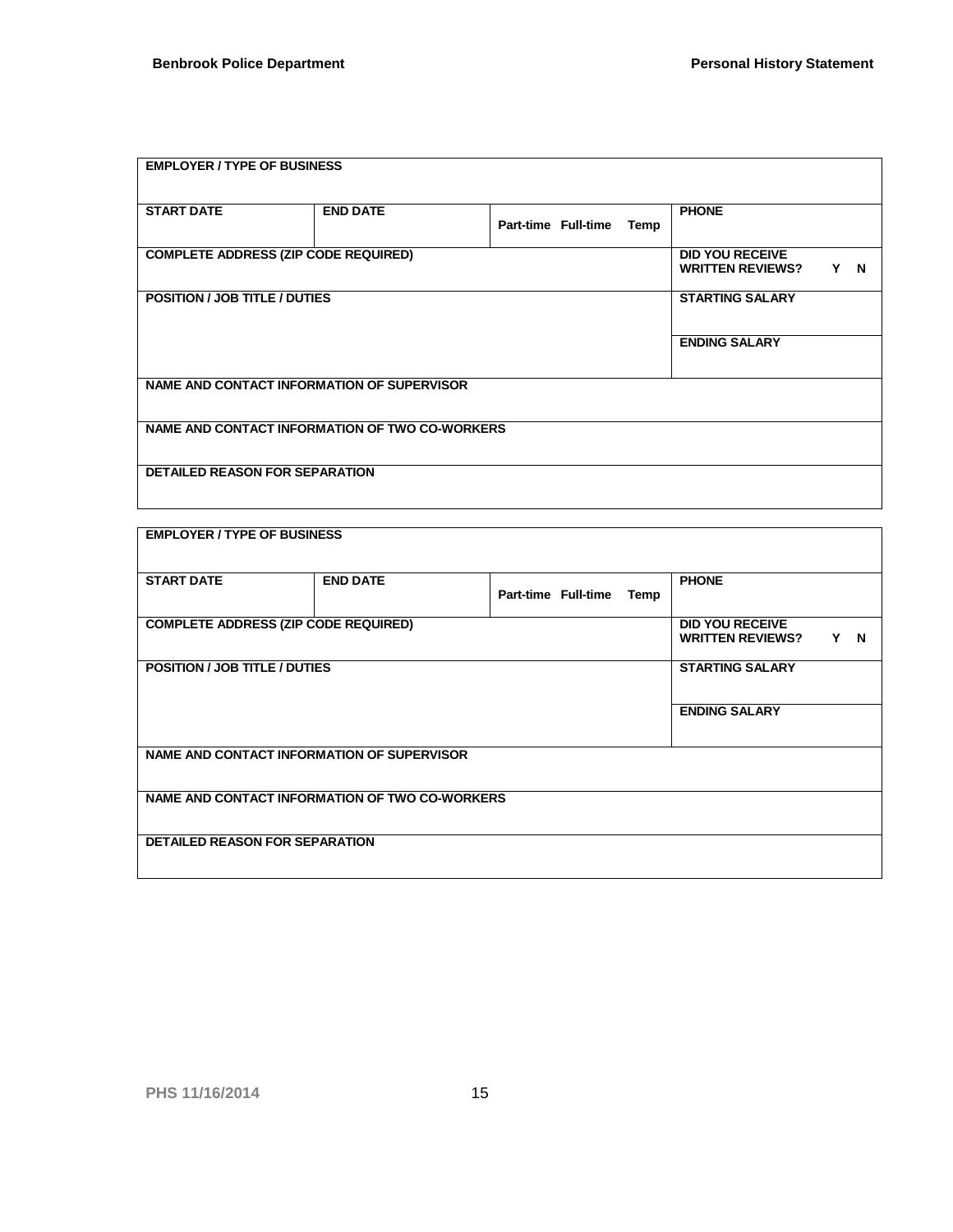| EMPLOYER / TYPE OF BUSINESS | | | |
|---|---|---|---|
| START DATE | END DATE | Part-time Full-time Temp | PHONE |
| COMPLETE ADDRESS (ZIP CODE REQUIRED) | | | DID YOU RECEIVE WRITTEN REVIEWS? Y N |
| POSITION / JOB TITLE / DUTIES | | | STARTING SALARY |
| | | | ENDING SALARY |
| NAME AND CONTACT INFORMATION OF SUPERVISOR | | | |
| NAME AND CONTACT INFORMATION OF TWO CO-WORKERS | | | |
| DETAILED REASON FOR SEPARATION | | | |

| EMPLOYER / TYPE OF BUSINESS | | | |
|---|---|---|---|
| START DATE | END DATE | Part-time Full-time Temp | PHONE |
| COMPLETE ADDRESS (ZIP CODE REQUIRED) | | | DID YOU RECEIVE WRITTEN REVIEWS? Y N |
| POSITION / JOB TITLE / DUTIES | | | STARTING SALARY |
| | | | ENDING SALARY |
| NAME AND CONTACT INFORMATION OF SUPERVISOR | | | |
| NAME AND CONTACT INFORMATION OF TWO CO-WORKERS | | | |
| DETAILED REASON FOR SEPARATION | | | |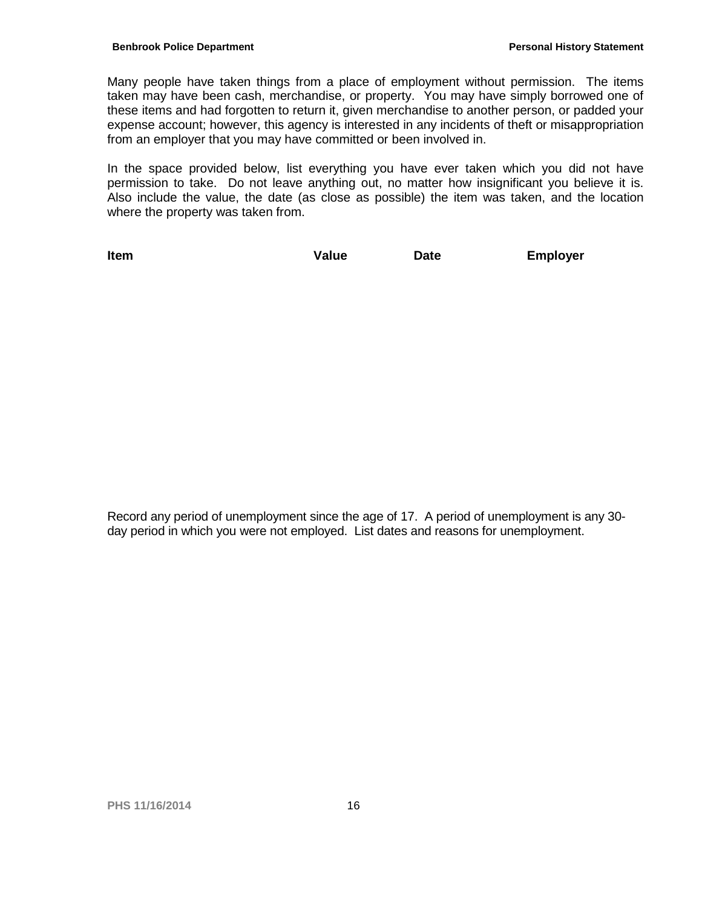Many people have taken things from a place of employment without permission. The items taken may have been cash, merchandise, or property. You may have simply borrowed one of these items and had forgotten to return it, given merchandise to another person, or padded your expense account; however, this agency is interested in any incidents of theft or misappropriation from an employer that you may have committed or been involved in.

In the space provided below, list everything you have ever taken which you did not have permission to take. Do not leave anything out, no matter how insignificant you believe it is. Also include the value, the date (as close as possible) the item was taken, and the location where the property was taken from.

| Item | Value | Date | Employer |
| --- | --- | --- | --- |
| | | | |

Record any period of unemployment since the age of 17. A period of unemployment is any 30-day period in which you were not employed. List dates and reasons for unemployment.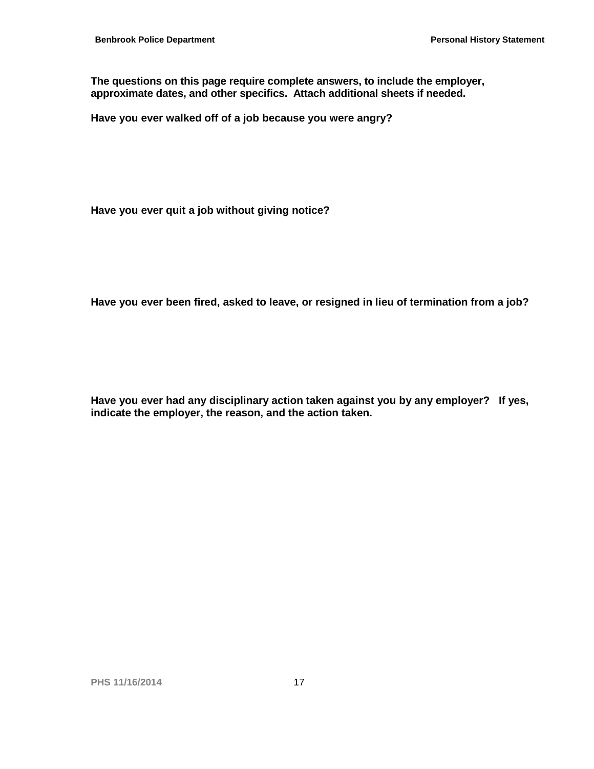**The questions on this page require complete answers, to include the employer, approximate dates, and other specifics. Attach additional sheets if needed.**

**Have you ever walked off of a job because you were angry?**

**Have you ever quit a job without giving notice?**

**Have you ever been fired, asked to leave, or resigned in lieu of termination from a job?**

**Have you ever had any disciplinary action taken against you by any employer? If yes, indicate the employer, the reason, and the action taken.**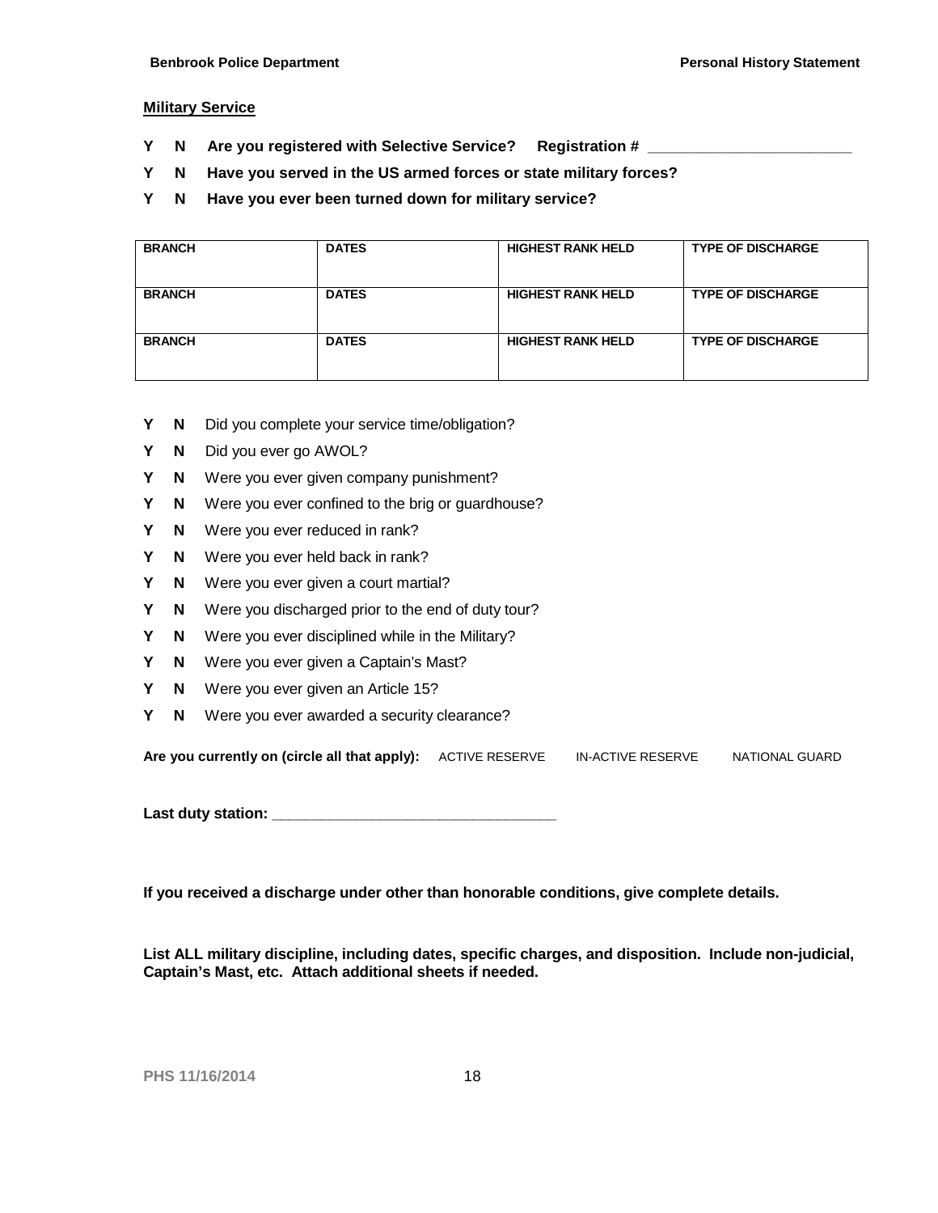**Military Service**

**Y N Are you registered with Selective Service? Registration # ________________________**

**Y N Have you served in the US armed forces or state military forces?**

**Y N Have you ever been turned down for military service?**

| BRANCH | DATES | HIGHEST RANK HELD | TYPE OF DISCHARGE |
|---|---|---|---|
| BRANCH | DATES | HIGHEST RANK HELD | TYPE OF DISCHARGE |
| BRANCH | DATES | HIGHEST RANK HELD | TYPE OF DISCHARGE |

**Y N** Did you complete your service time/obligation?

**Y N** Did you ever go AWOL?

**Y N** Were you ever given company punishment?

**Y N** Were you ever confined to the brig or guardhouse?

**Y N** Were you ever reduced in rank?

**Y N** Were you ever held back in rank?

**Y N** Were you ever given a court martial?

**Y N** Were you discharged prior to the end of duty tour?

**Y N** Were you ever disciplined while in the Military?

**Y N** Were you ever given a Captain's Mast?

**Y N** Were you ever given an Article 15?

**Y N** Were you ever awarded a security clearance?

**Are you currently on (circle all that apply):** ACTIVE RESERVE IN-ACTIVE RESERVE NATIONAL GUARD

**Last duty station: ___________________________________**

**If you received a discharge under other than honorable conditions, give complete details.**

**List ALL military discipline, including dates, specific charges, and disposition. Include non-judicial, Captain's Mast, etc. Attach additional sheets if needed.**

PHS 11/16/2014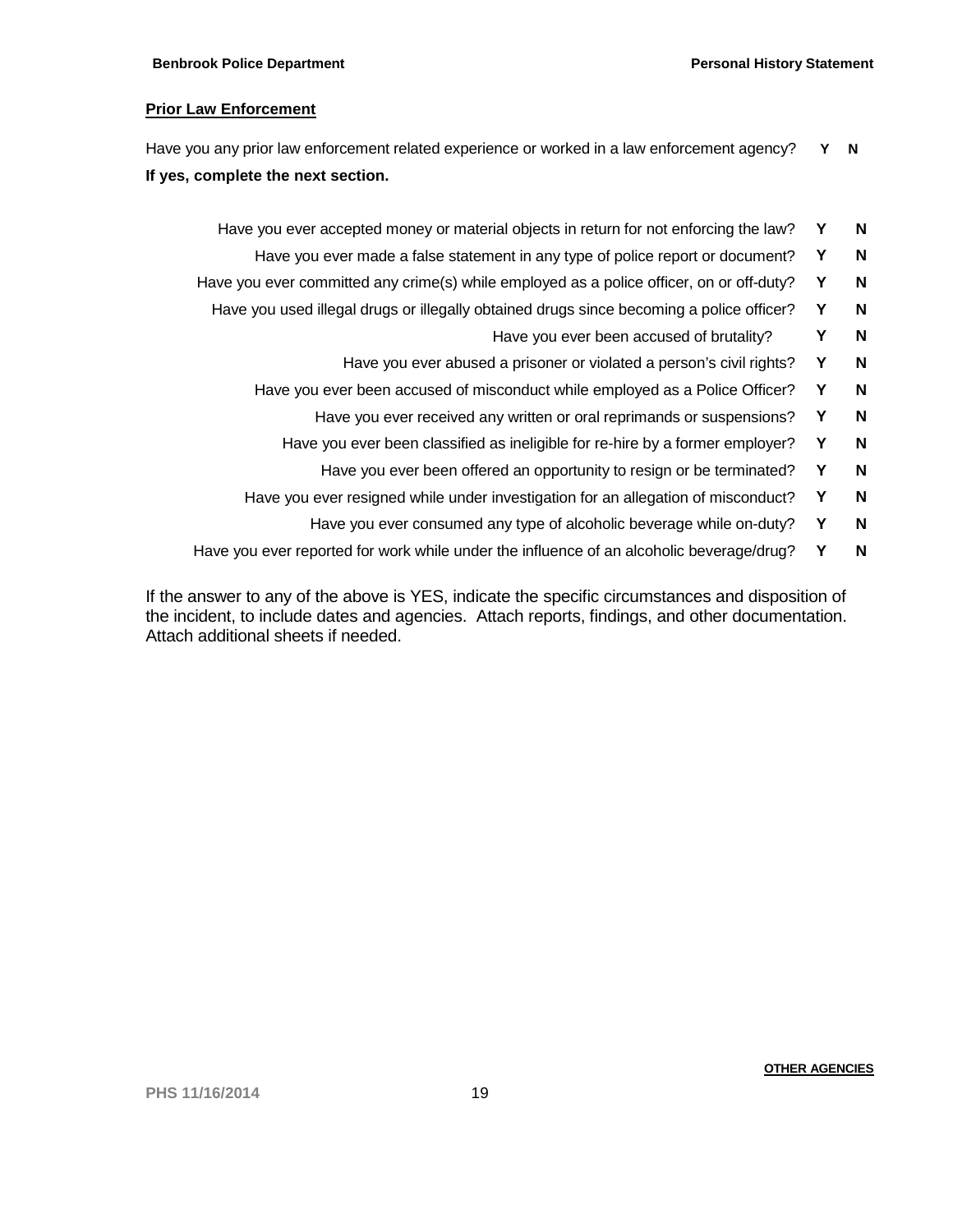**Prior Law Enforcement**

Have you any prior law enforcement related experience or worked in a law enforcement agency? **Y N**

**If yes, complete the next section.**

| Question | | |
|---|---|---|
| Have you ever accepted money or material objects in return for not enforcing the law? | **Y** | **N** |
| Have you ever made a false statement in any type of police report or document? | **Y** | **N** |
| Have you ever committed any crime(s) while employed as a police officer, on or off-duty? | **Y** | **N** |
| Have you used illegal drugs or illegally obtained drugs since becoming a police officer? | **Y** | **N** |
| Have you ever been accused of brutality? | **Y** | **N** |
| Have you ever abused a prisoner or violated a person's civil rights? | **Y** | **N** |
| Have you ever been accused of misconduct while employed as a Police Officer? | **Y** | **N** |
| Have you ever received any written or oral reprimands or suspensions? | **Y** | **N** |
| Have you ever been classified as ineligible for re-hire by a former employer? | **Y** | **N** |
| Have you ever been offered an opportunity to resign or be terminated? | **Y** | **N** |
| Have you ever resigned while under investigation for an allegation of misconduct? | **Y** | **N** |
| Have you ever consumed any type of alcoholic beverage while on-duty? | **Y** | **N** |
| Have you ever reported for work while under the influence of an alcoholic beverage/drug? | **Y** | **N** |

If the answer to any of the above is YES, indicate the specific circumstances and disposition of the incident, to include dates and agencies. Attach reports, findings, and other documentation. Attach additional sheets if needed.

**OTHER AGENCIES**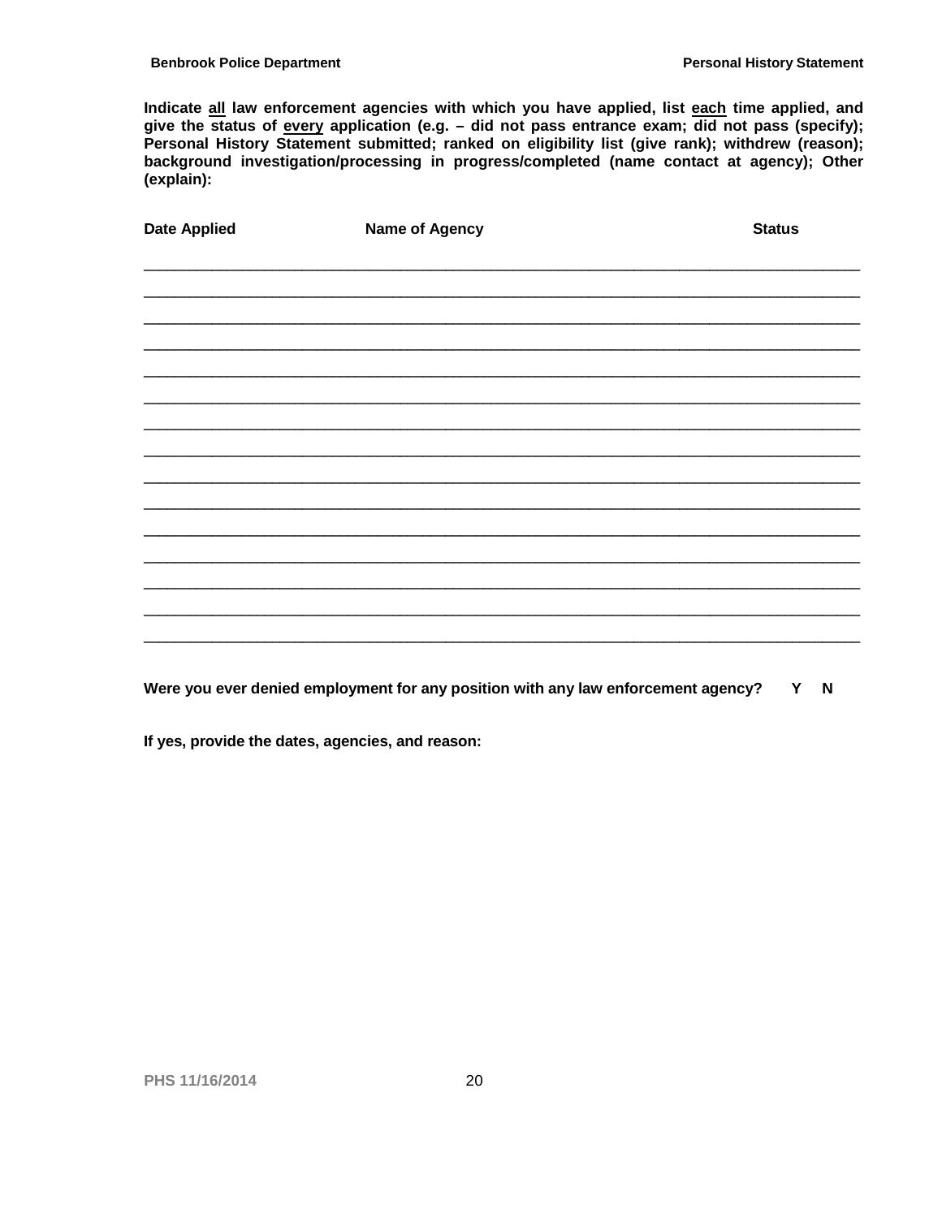**Indicate all law enforcement agencies with which you have applied, list each time applied, and give the status of every application (e.g. – did not pass entrance exam; did not pass (specify); Personal History Statement submitted; ranked on eligibility list (give rank); withdrew (reason); background investigation/processing in progress/completed (name contact at agency); Other (explain):**

| Date Applied | Name of Agency | Status |
|---|---|---|
| | | |
| | | |
| | | |
| | | |
| | | |
| | | |
| | | |
| | | |
| | | |
| | | |
| | | |
| | | |
| | | |
| | | |
| | | |

**Were you ever denied employment for any position with any law enforcement agency? Y N**

**If yes, provide the dates, agencies, and reason:**

PHS 11/16/2014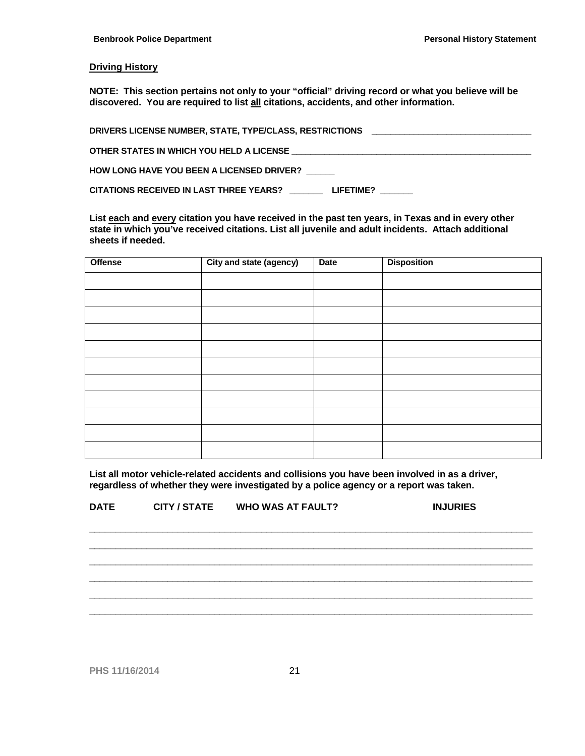## Driving History

**NOTE: This section pertains not only to your "official" driving record or what you believe will be discovered. You are required to list all citations, accidents, and other information.**

**DRIVERS LICENSE NUMBER, STATE, TYPE/CLASS, RESTRICTIONS** ________________________________

**OTHER STATES IN WHICH YOU HELD A LICENSE** ____________________________________________________

**HOW LONG HAVE YOU BEEN A LICENSED DRIVER?** ______

**CITATIONS RECEIVED IN LAST THREE YEARS?** _______ **LIFETIME?** _______

**List each and every citation you have received in the past ten years, in Texas and in every other state in which you've received citations. List all juvenile and adult incidents. Attach additional sheets if needed.**

| Offense | City and state (agency) | Date | Disposition |
|---|---|---|---|
| | | | |
| | | | |
| | | | |
| | | | |
| | | | |
| | | | |
| | | | |
| | | | |
| | | | |
| | | | |
| | | | |

**List all motor vehicle-related accidents and collisions you have been involved in as a driver, regardless of whether they were investigated by a police agency or a report was taken.**

**DATE CITY / STATE WHO WAS AT FAULT? INJURIES**

________________________________________________________________________________________

________________________________________________________________________________________

________________________________________________________________________________________

________________________________________________________________________________________

________________________________________________________________________________________

________________________________________________________________________________________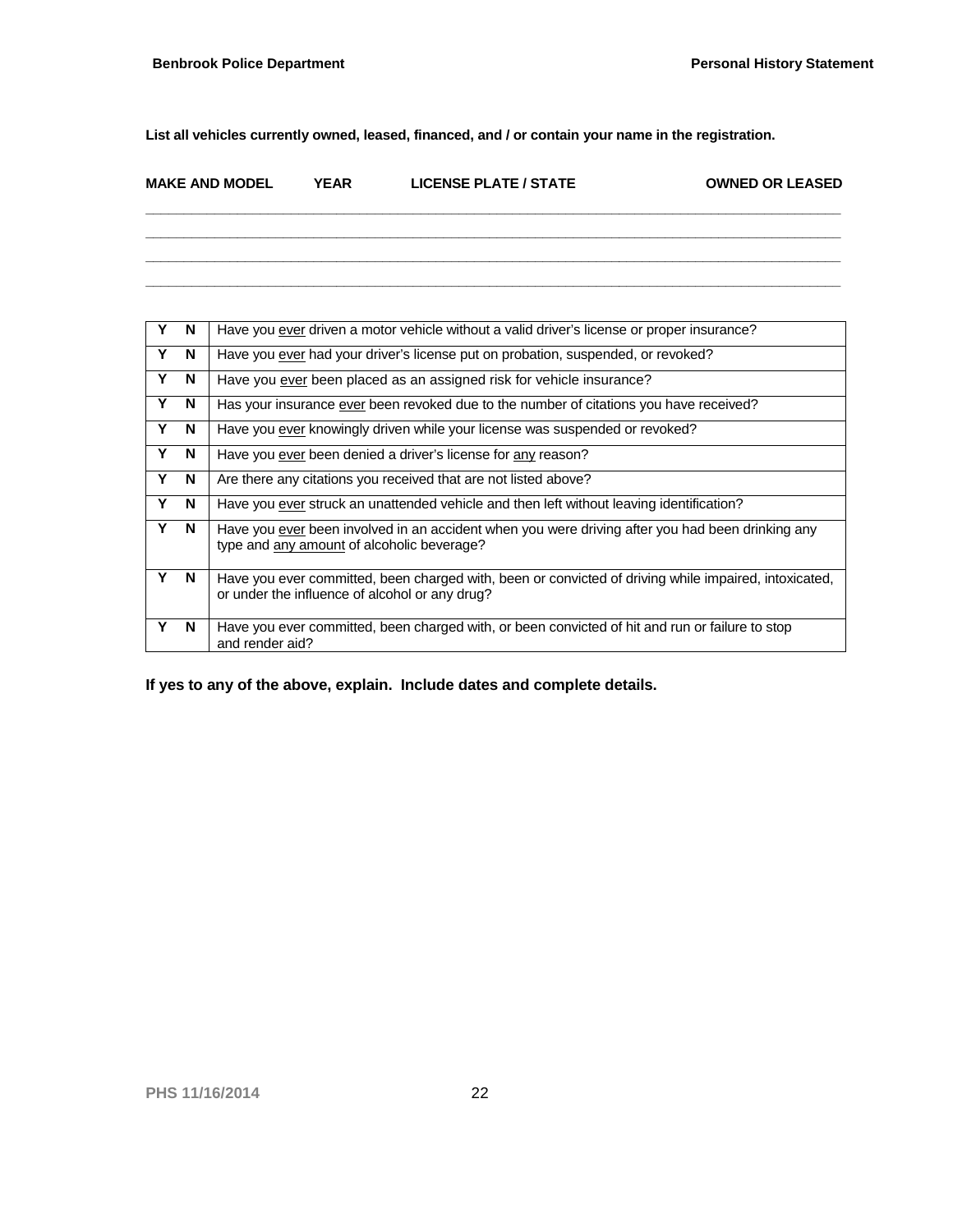**List all vehicles currently owned, leased, financed, and / or contain your name in the registration.**

| MAKE AND MODEL | YEAR | LICENSE PLATE / STATE | OWNED OR LEASED |
|---|---|---|---|
| | | | |
| | | | |
| | | | |
| | | | |

| | | |
|---|---|---|
| **Y** | **N** | Have you ever driven a motor vehicle without a valid driver's license or proper insurance? |
| **Y** | **N** | Have you ever had your driver's license put on probation, suspended, or revoked? |
| **Y** | **N** | Have you ever been placed as an assigned risk for vehicle insurance? |
| **Y** | **N** | Has your insurance ever been revoked due to the number of citations you have received? |
| **Y** | **N** | Have you ever knowingly driven while your license was suspended or revoked? |
| **Y** | **N** | Have you ever been denied a driver's license for any reason? |
| **Y** | **N** | Are there any citations you received that are not listed above? |
| **Y** | **N** | Have you ever struck an unattended vehicle and then left without leaving identification? |
| **Y** | **N** | Have you ever been involved in an accident when you were driving after you had been drinking any type and any amount of alcoholic beverage? |
| **Y** | **N** | Have you ever committed, been charged with, been or convicted of driving while impaired, intoxicated, or under the influence of alcohol or any drug? |
| **Y** | **N** | Have you ever committed, been charged with, or been convicted of hit and run or failure to stop and render aid? |

**If yes to any of the above, explain. Include dates and complete details.**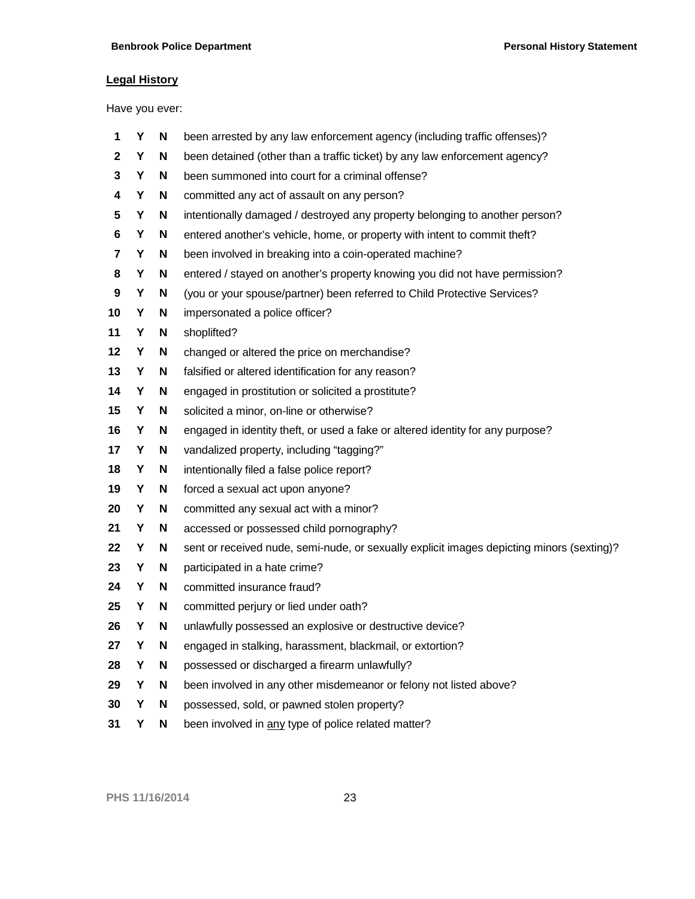## Legal History

Have you ever:

| # | Y | N | Question |
|---|---|---|---|
| 1 | Y | N | been arrested by any law enforcement agency (including traffic offenses)? |
| 2 | Y | N | been detained (other than a traffic ticket) by any law enforcement agency? |
| 3 | Y | N | been summoned into court for a criminal offense? |
| 4 | Y | N | committed any act of assault on any person? |
| 5 | Y | N | intentionally damaged / destroyed any property belonging to another person? |
| 6 | Y | N | entered another's vehicle, home, or property with intent to commit theft? |
| 7 | Y | N | been involved in breaking into a coin-operated machine? |
| 8 | Y | N | entered / stayed on another's property knowing you did not have permission? |
| 9 | Y | N | (you or your spouse/partner) been referred to Child Protective Services? |
| 10 | Y | N | impersonated a police officer? |
| 11 | Y | N | shoplifted? |
| 12 | Y | N | changed or altered the price on merchandise? |
| 13 | Y | N | falsified or altered identification for any reason? |
| 14 | Y | N | engaged in prostitution or solicited a prostitute? |
| 15 | Y | N | solicited a minor, on-line or otherwise? |
| 16 | Y | N | engaged in identity theft, or used a fake or altered identity for any purpose? |
| 17 | Y | N | vandalized property, including "tagging?" |
| 18 | Y | N | intentionally filed a false police report? |
| 19 | Y | N | forced a sexual act upon anyone? |
| 20 | Y | N | committed any sexual act with a minor? |
| 21 | Y | N | accessed or possessed child pornography? |
| 22 | Y | N | sent or received nude, semi-nude, or sexually explicit images depicting minors (sexting)? |
| 23 | Y | N | participated in a hate crime? |
| 24 | Y | N | committed insurance fraud? |
| 25 | Y | N | committed perjury or lied under oath? |
| 26 | Y | N | unlawfully possessed an explosive or destructive device? |
| 27 | Y | N | engaged in stalking, harassment, blackmail, or extortion? |
| 28 | Y | N | possessed or discharged a firearm unlawfully? |
| 29 | Y | N | been involved in any other misdemeanor or felony not listed above? |
| 30 | Y | N | possessed, sold, or pawned stolen property? |
| 31 | Y | N | been involved in <u>any</u> type of police related matter? |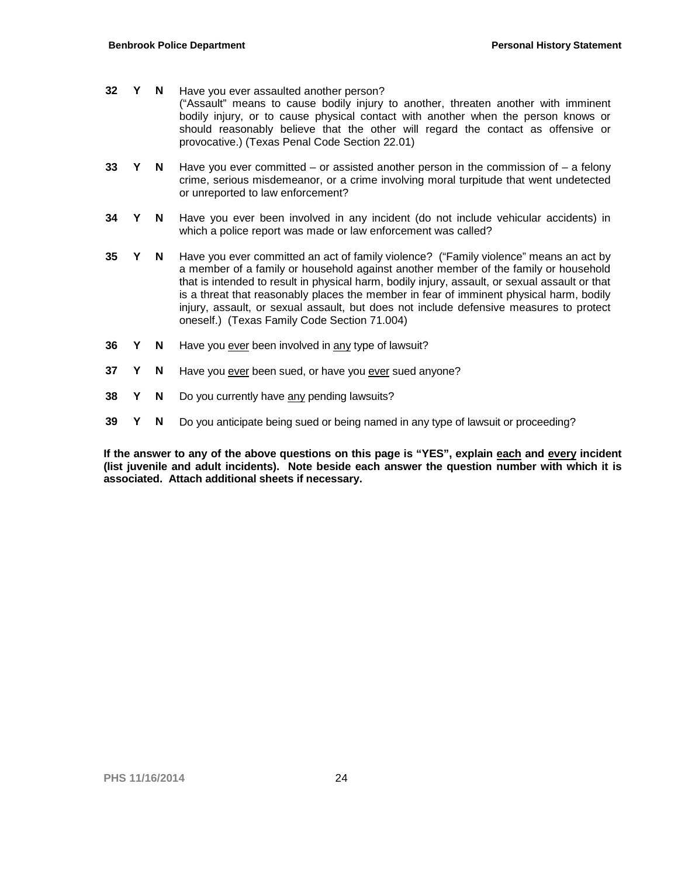**32 Y N** Have you ever assaulted another person?
("Assault" means to cause bodily injury to another, threaten another with imminent bodily injury, or to cause physical contact with another when the person knows or should reasonably believe that the other will regard the contact as offensive or provocative.) (Texas Penal Code Section 22.01)

**33 Y N** Have you ever committed – or assisted another person in the commission of – a felony crime, serious misdemeanor, or a crime involving moral turpitude that went undetected or unreported to law enforcement?

**34 Y N** Have you ever been involved in any incident (do not include vehicular accidents) in which a police report was made or law enforcement was called?

**35 Y N** Have you ever committed an act of family violence? ("Family violence" means an act by a member of a family or household against another member of the family or household that is intended to result in physical harm, bodily injury, assault, or sexual assault or that is a threat that reasonably places the member in fear of imminent physical harm, bodily injury, assault, or sexual assault, but does not include defensive measures to protect oneself.) (Texas Family Code Section 71.004)

**36 Y N** Have you <u>ever</u> been involved in <u>any</u> type of lawsuit?

**37 Y N** Have you <u>ever</u> been sued, or have you <u>ever</u> sued anyone?

**38 Y N** Do you currently have <u>any</u> pending lawsuits?

**39 Y N** Do you anticipate being sued or being named in any type of lawsuit or proceeding?

**If the answer to any of the above questions on this page is "YES", explain <u>each</u> and <u>every</u> incident (list juvenile and adult incidents). Note beside each answer the question number with which it is associated. Attach additional sheets if necessary.**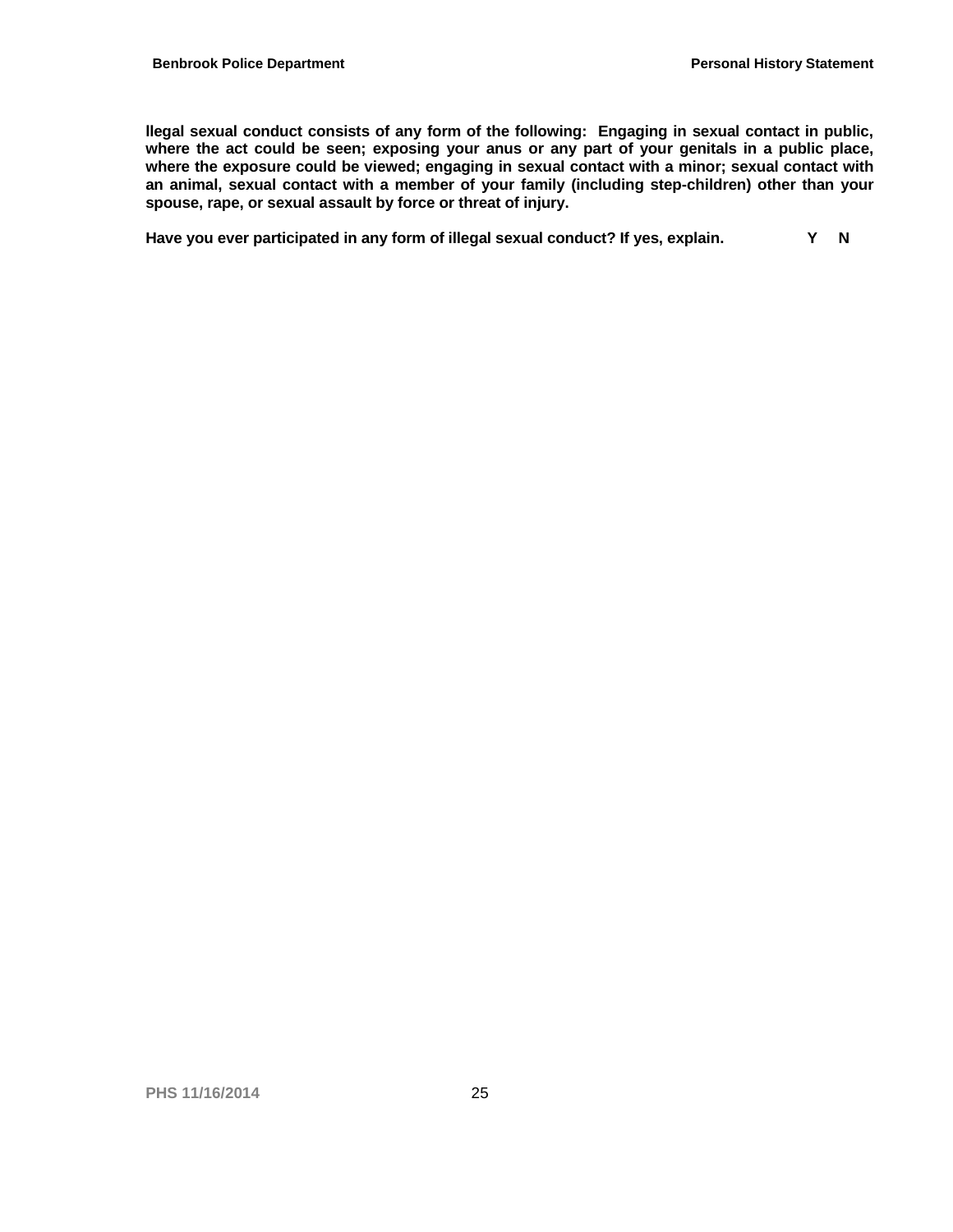**llegal sexual conduct consists of any form of the following: Engaging in sexual contact in public, where the act could be seen; exposing your anus or any part of your genitals in a public place, where the exposure could be viewed; engaging in sexual contact with a minor; sexual contact with an animal, sexual contact with a member of your family (including step-children) other than your spouse, rape, or sexual assault by force or threat of injury.**

**Have you ever participated in any form of illegal sexual conduct? If yes, explain.** **Y N**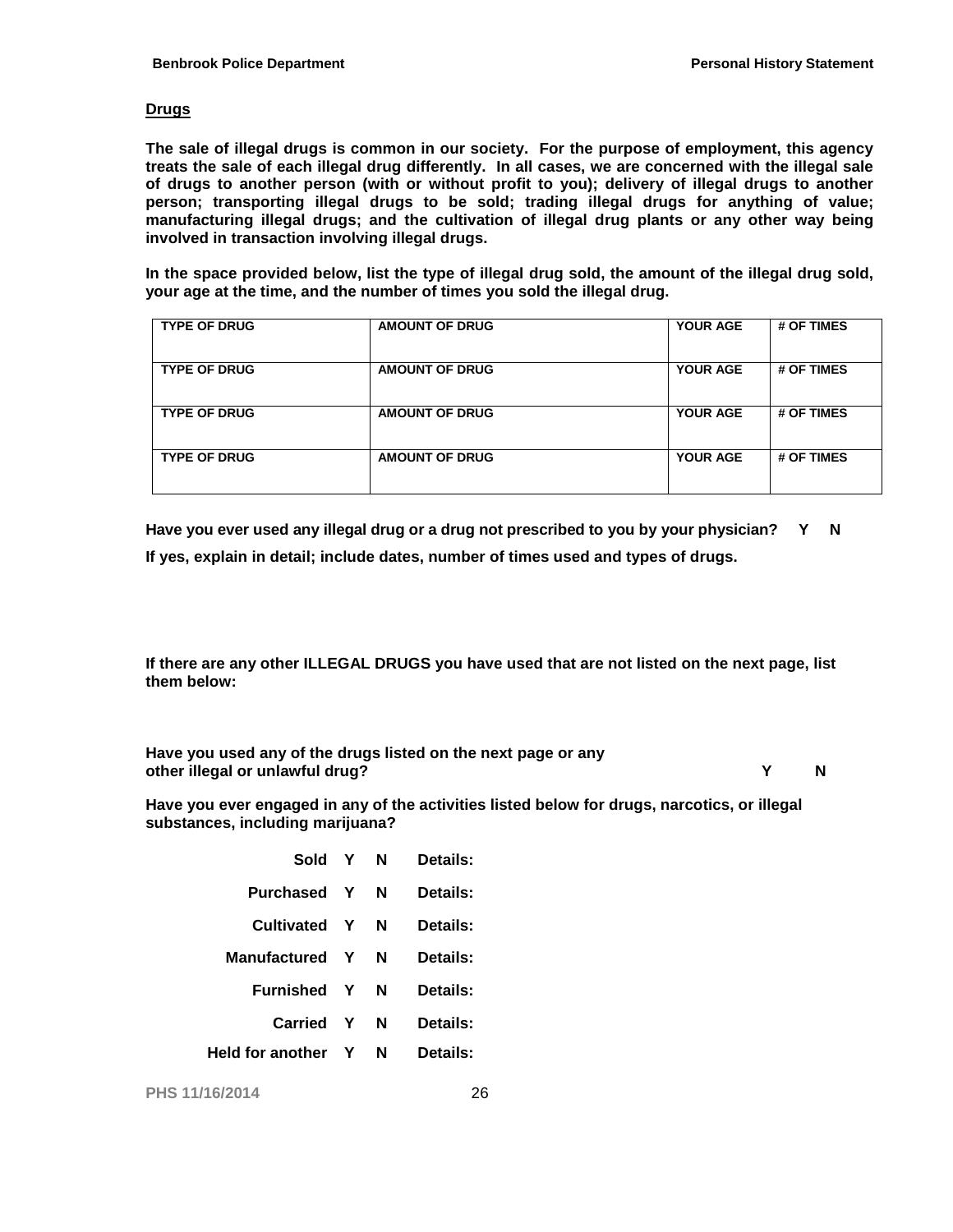## Drugs

**The sale of illegal drugs is common in our society. For the purpose of employment, this agency treats the sale of each illegal drug differently. In all cases, we are concerned with the illegal sale of drugs to another person (with or without profit to you); delivery of illegal drugs to another person; transporting illegal drugs to be sold; trading illegal drugs for anything of value; manufacturing illegal drugs; and the cultivation of illegal drug plants or any other way being involved in transaction involving illegal drugs.**

**In the space provided below, list the type of illegal drug sold, the amount of the illegal drug sold, your age at the time, and the number of times you sold the illegal drug.**

| TYPE OF DRUG | AMOUNT OF DRUG | YOUR AGE | # OF TIMES |
|---|---|---|---|
| TYPE OF DRUG | AMOUNT OF DRUG | YOUR AGE | # OF TIMES |
| TYPE OF DRUG | AMOUNT OF DRUG | YOUR AGE | # OF TIMES |
| TYPE OF DRUG | AMOUNT OF DRUG | YOUR AGE | # OF TIMES |

**Have you ever used any illegal drug or a drug not prescribed to you by your physician? Y N**

**If yes, explain in detail; include dates, number of times used and types of drugs.**

**If there are any other ILLEGAL DRUGS you have used that are not listed on the next page, list them below:**

**Have you used any of the drugs listed on the next page or any other illegal or unlawful drug? Y N**

**Have you ever engaged in any of the activities listed below for drugs, narcotics, or illegal substances, including marijuana?**

| | | | |
|---|---|---|---|
| **Sold** | **Y** | **N** | **Details:** |
| **Purchased** | **Y** | **N** | **Details:** |
| **Cultivated** | **Y** | **N** | **Details:** |
| **Manufactured** | **Y** | **N** | **Details:** |
| **Furnished** | **Y** | **N** | **Details:** |
| **Carried** | **Y** | **N** | **Details:** |
| **Held for another** | **Y** | **N** | **Details:** |

PHS 11/16/2014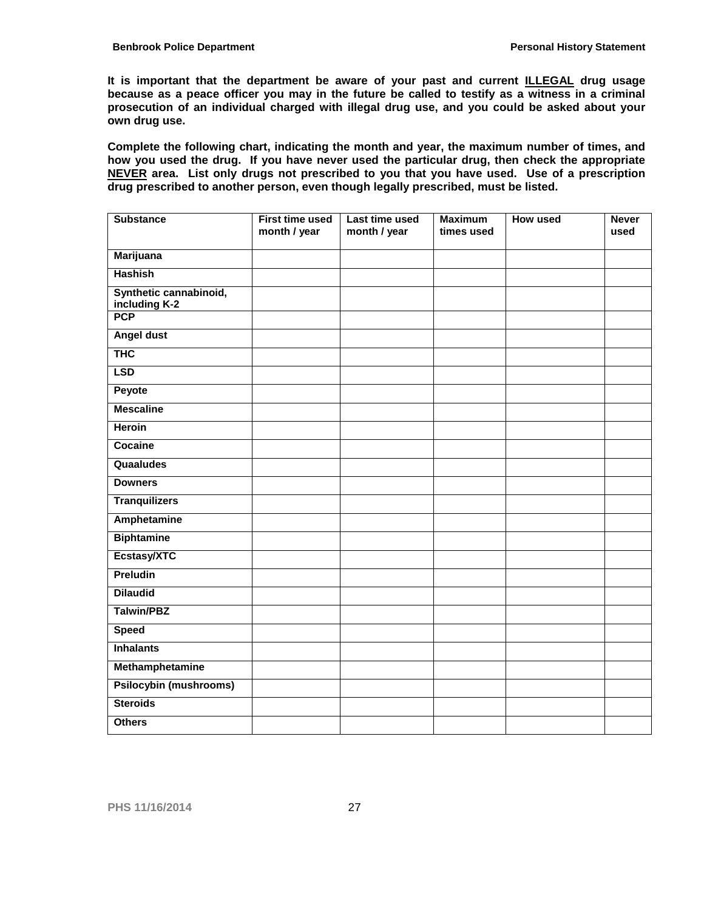**It is important that the department be aware of your past and current <u>ILLEGAL</u> drug usage because as a peace officer you may in the future be called to testify as a witness in a criminal prosecution of an individual charged with illegal drug use, and you could be asked about your own drug use.**

**Complete the following chart, indicating the month and year, the maximum number of times, and how you used the drug. If you have never used the particular drug, then check the appropriate <u>NEVER</u> area. List only drugs not prescribed to you that you have used. Use of a prescription drug prescribed to another person, even though legally prescribed, must be listed.**

| Substance | First time used month / year | Last time used month / year | Maximum times used | How used | Never used |
|---|---|---|---|---|---|
| Marijuana | | | | | |
| Hashish | | | | | |
| Synthetic cannabinoid, including K-2 | | | | | |
| PCP | | | | | |
| Angel dust | | | | | |
| THC | | | | | |
| LSD | | | | | |
| Peyote | | | | | |
| Mescaline | | | | | |
| Heroin | | | | | |
| Cocaine | | | | | |
| Quaaludes | | | | | |
| Downers | | | | | |
| Tranquilizers | | | | | |
| Amphetamine | | | | | |
| Biphtamine | | | | | |
| Ecstasy/XTC | | | | | |
| Preludin | | | | | |
| Dilaudid | | | | | |
| Talwin/PBZ | | | | | |
| Speed | | | | | |
| Inhalants | | | | | |
| Methamphetamine | | | | | |
| Psilocybin (mushrooms) | | | | | |
| Steroids | | | | | |
| Others | | | | | |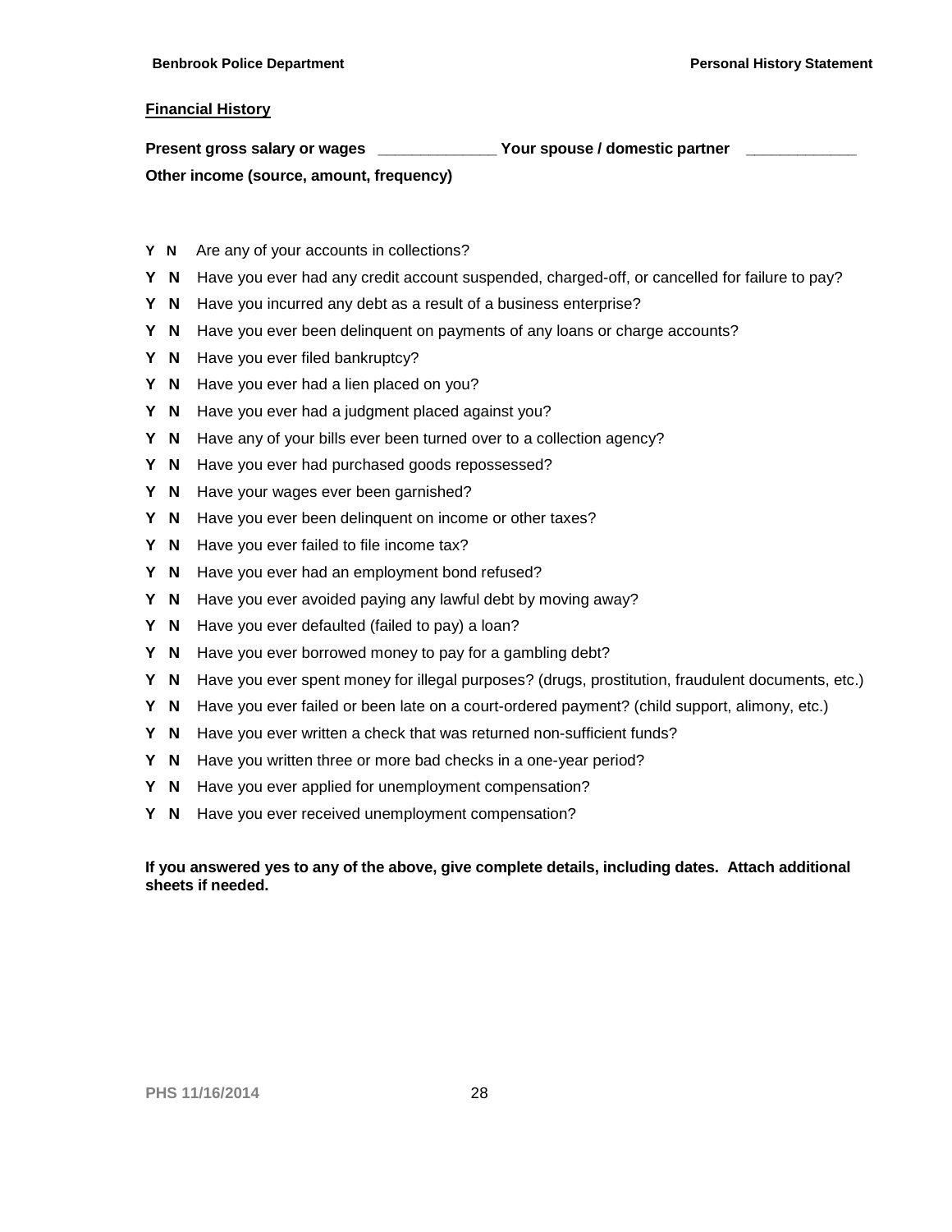## Financial History

**Present gross salary or wages** _____________ **Your spouse / domestic partner** ____________

**Other income (source, amount, frequency)**

**Y N** Are any of your accounts in collections?

**Y N** Have you ever had any credit account suspended, charged-off, or cancelled for failure to pay?

**Y N** Have you incurred any debt as a result of a business enterprise?

**Y N** Have you ever been delinquent on payments of any loans or charge accounts?

**Y N** Have you ever filed bankruptcy?

**Y N** Have you ever had a lien placed on you?

**Y N** Have you ever had a judgment placed against you?

**Y N** Have any of your bills ever been turned over to a collection agency?

**Y N** Have you ever had purchased goods repossessed?

**Y N** Have your wages ever been garnished?

**Y N** Have you ever been delinquent on income or other taxes?

**Y N** Have you ever failed to file income tax?

**Y N** Have you ever had an employment bond refused?

**Y N** Have you ever avoided paying any lawful debt by moving away?

**Y N** Have you ever defaulted (failed to pay) a loan?

**Y N** Have you ever borrowed money to pay for a gambling debt?

**Y N** Have you ever spent money for illegal purposes? (drugs, prostitution, fraudulent documents, etc.)

**Y N** Have you ever failed or been late on a court-ordered payment? (child support, alimony, etc.)

**Y N** Have you ever written a check that was returned non-sufficient funds?

**Y N** Have you written three or more bad checks in a one-year period?

**Y N** Have you ever applied for unemployment compensation?

**Y N** Have you ever received unemployment compensation?

**If you answered yes to any of the above, give complete details, including dates. Attach additional sheets if needed.**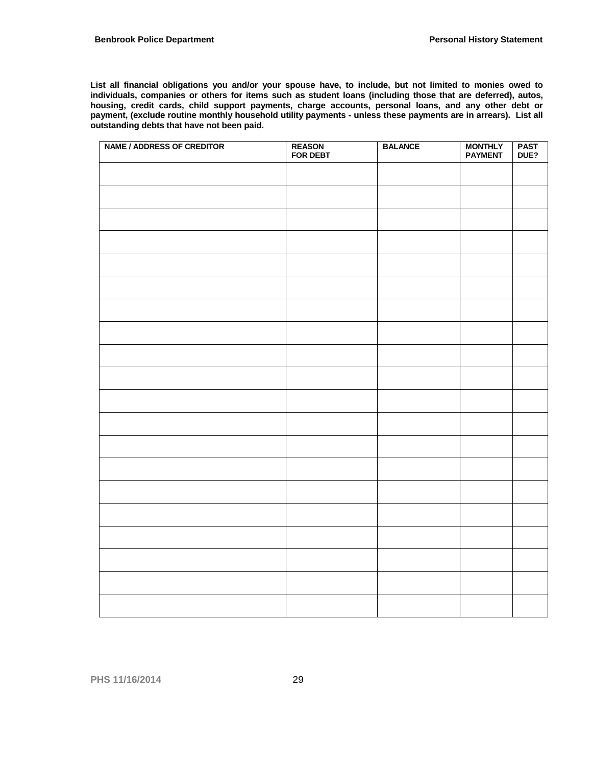**List all financial obligations you and/or your spouse have, to include, but not limited to monies owed to individuals, companies or others for items such as student loans (including those that are deferred), autos, housing, credit cards, child support payments, charge accounts, personal loans, and any other debt or payment, (exclude routine monthly household utility payments - unless these payments are in arrears). List all outstanding debts that have not been paid.**

| NAME / ADDRESS OF CREDITOR | REASON FOR DEBT | BALANCE | MONTHLY PAYMENT | PAST DUE? |
|---|---|---|---|---|
| | | | | |
| | | | | |
| | | | | |
| | | | | |
| | | | | |
| | | | | |
| | | | | |
| | | | | |
| | | | | |
| | | | | |
| | | | | |
| | | | | |
| | | | | |
| | | | | |
| | | | | |
| | | | | |
| | | | | |
| | | | | |
| | | | | |
| | | | | |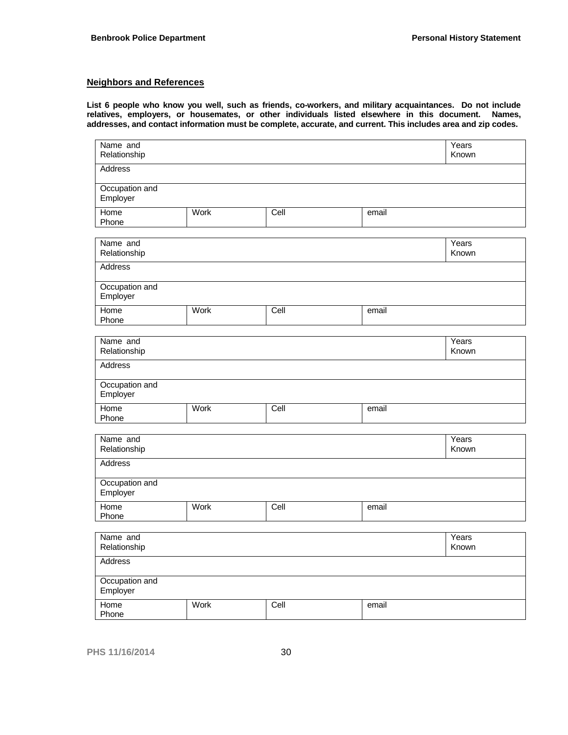## Neighbors and References

**List 6 people who know you well, such as friends, co-workers, and military acquaintances. Do not include relatives, employers, or housemates, or other individuals listed elsewhere in this document. Names, addresses, and contact information must be complete, accurate, and current. This includes area and zip codes.**

| Name and Relationship | | | | Years Known |
|---|---|---|---|---|
| Address | | | | |
| Occupation and Employer | | | | |
| Home Phone | Work | Cell | email | |

| Name and Relationship | | | | Years Known |
|---|---|---|---|---|
| Address | | | | |
| Occupation and Employer | | | | |
| Home Phone | Work | Cell | email | |

| Name and Relationship | | | | Years Known |
|---|---|---|---|---|
| Address | | | | |
| Occupation and Employer | | | | |
| Home Phone | Work | Cell | email | |

| Name and Relationship | | | | Years Known |
|---|---|---|---|---|
| Address | | | | |
| Occupation and Employer | | | | |
| Home Phone | Work | Cell | email | |

| Name and Relationship | | | | Years Known |
|---|---|---|---|---|
| Address | | | | |
| Occupation and Employer | | | | |
| Home Phone | Work | Cell | email | |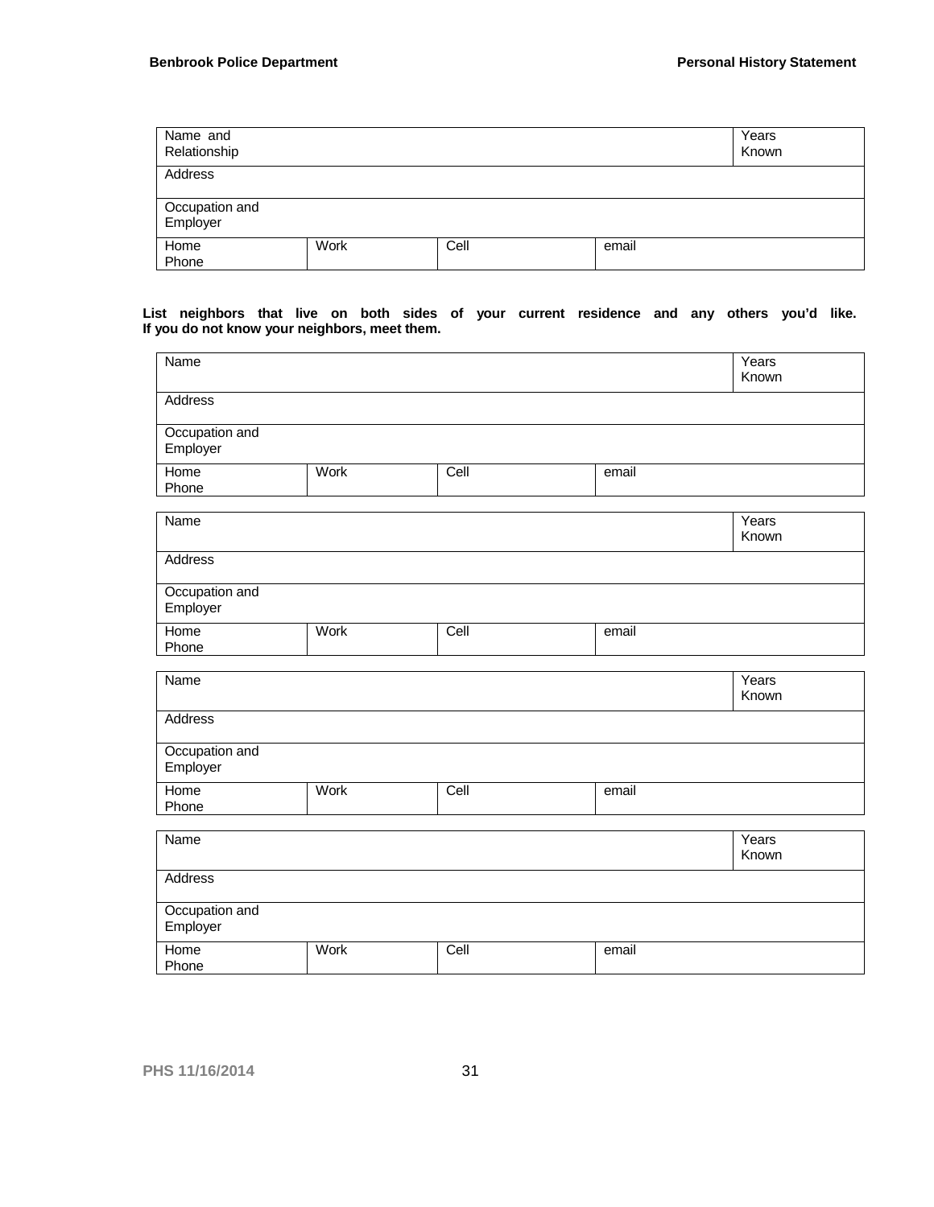| Name and Relationship | | | | Years Known |
|---|---|---|---|---|
| Address | | | | |
| Occupation and Employer | | | | |
| Home Phone | Work | Cell | email | |

**List neighbors that live on both sides of your current residence and any others you'd like. If you do not know your neighbors, meet them.**

| Name | | | | Years Known |
|---|---|---|---|---|
| Address | | | | |
| Occupation and Employer | | | | |
| Home Phone | Work | Cell | email | |

| Name | | | | Years Known |
|---|---|---|---|---|
| Address | | | | |
| Occupation and Employer | | | | |
| Home Phone | Work | Cell | email | |

| Name | | | | Years Known |
|---|---|---|---|---|
| Address | | | | |
| Occupation and Employer | | | | |
| Home Phone | Work | Cell | email | |

| Name | | | | Years Known |
|---|---|---|---|---|
| Address | | | | |
| Occupation and Employer | | | | |
| Home Phone | Work | Cell | email | |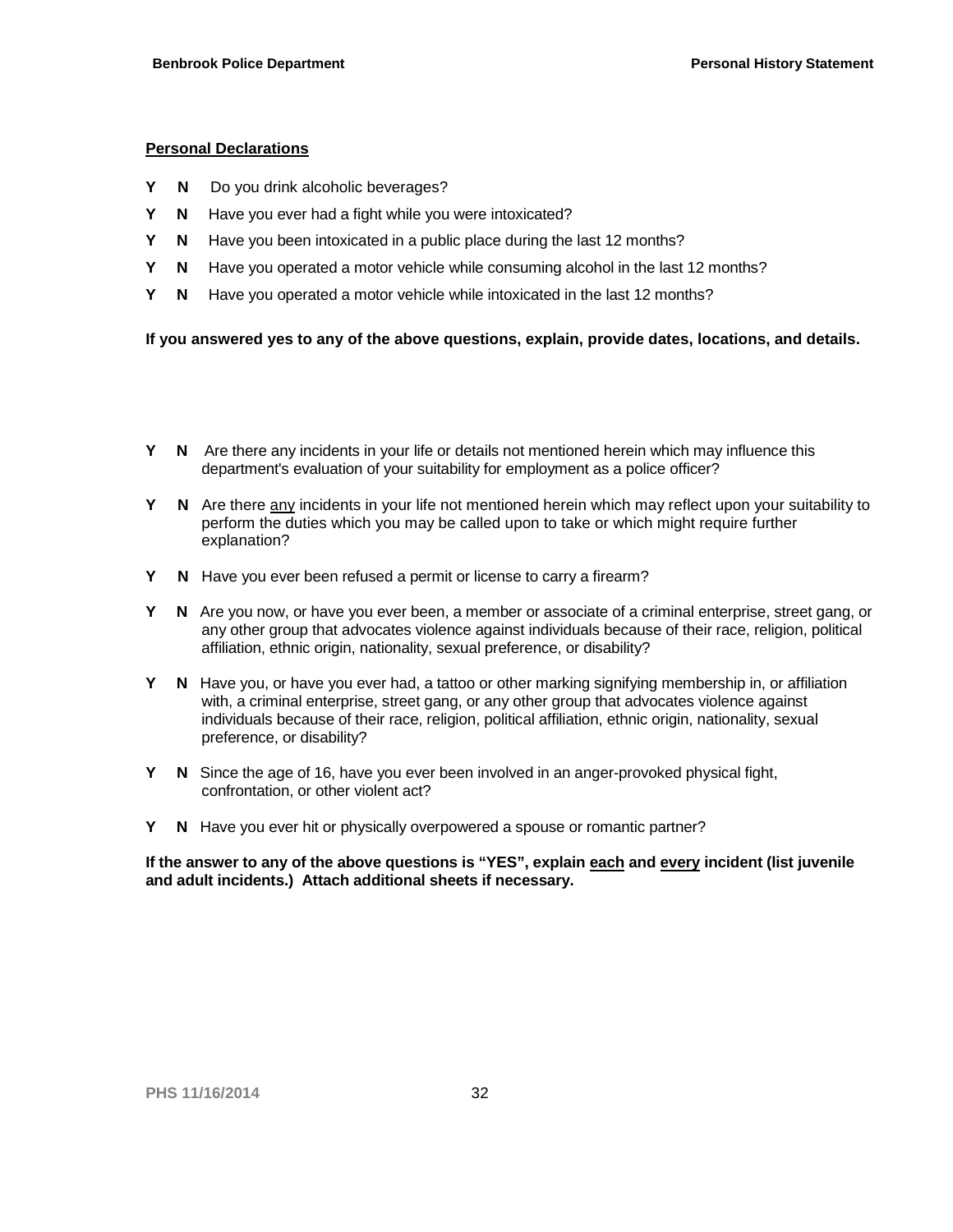**Personal Declarations**

**Y** **N** Do you drink alcoholic beverages?

**Y** **N** Have you ever had a fight while you were intoxicated?

**Y** **N** Have you been intoxicated in a public place during the last 12 months?

**Y** **N** Have you operated a motor vehicle while consuming alcohol in the last 12 months?

**Y** **N** Have you operated a motor vehicle while intoxicated in the last 12 months?

**If you answered yes to any of the above questions, explain, provide dates, locations, and details.**

**Y** **N** Are there any incidents in your life or details not mentioned herein which may influence this department's evaluation of your suitability for employment as a police officer?

**Y** **N** Are there any incidents in your life not mentioned herein which may reflect upon your suitability to perform the duties which you may be called upon to take or which might require further explanation?

**Y** **N** Have you ever been refused a permit or license to carry a firearm?

**Y** **N** Are you now, or have you ever been, a member or associate of a criminal enterprise, street gang, or any other group that advocates violence against individuals because of their race, religion, political affiliation, ethnic origin, nationality, sexual preference, or disability?

**Y** **N** Have you, or have you ever had, a tattoo or other marking signifying membership in, or affiliation with, a criminal enterprise, street gang, or any other group that advocates violence against individuals because of their race, religion, political affiliation, ethnic origin, nationality, sexual preference, or disability?

**Y** **N** Since the age of 16, have you ever been involved in an anger-provoked physical fight, confrontation, or other violent act?

**Y** **N** Have you ever hit or physically overpowered a spouse or romantic partner?

**If the answer to any of the above questions is "YES", explain each and every incident (list juvenile and adult incidents.) Attach additional sheets if necessary.**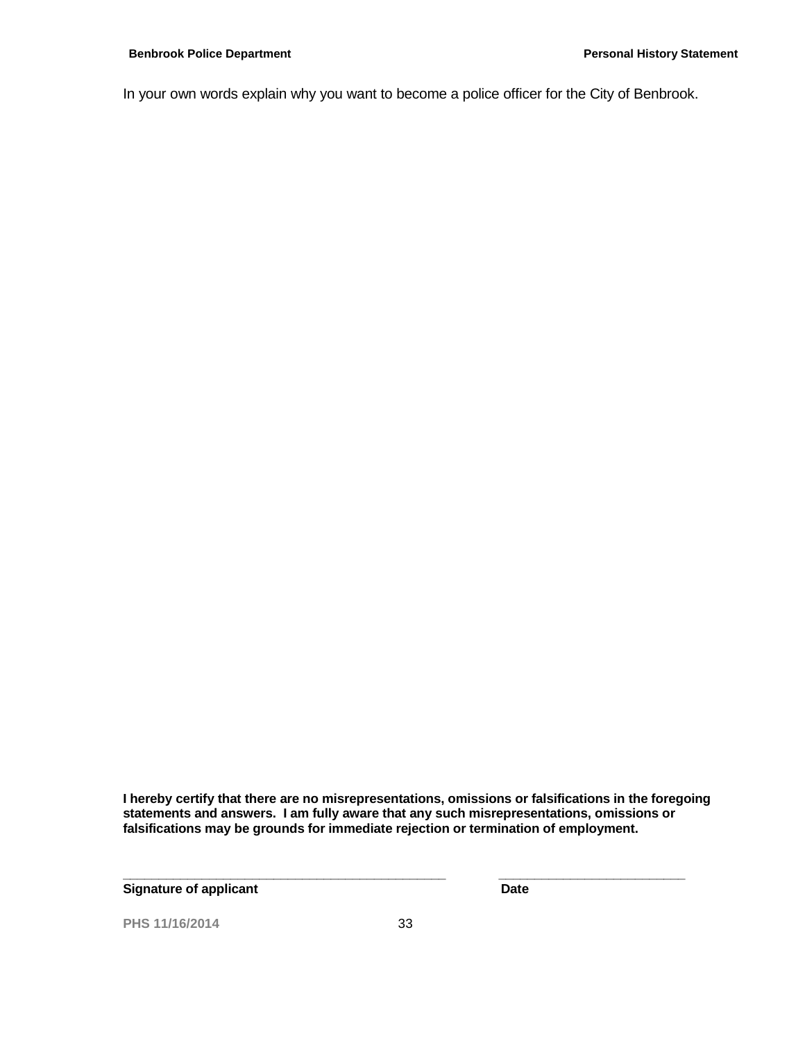In your own words explain why you want to become a police officer for the City of Benbrook.

**I hereby certify that there are no misrepresentations, omissions or falsifications in the foregoing statements and answers. I am fully aware that any such misrepresentations, omissions or falsifications may be grounds for immediate rejection or termination of employment.**

_____________________________________________ _________________________

**Signature of applicant** **Date**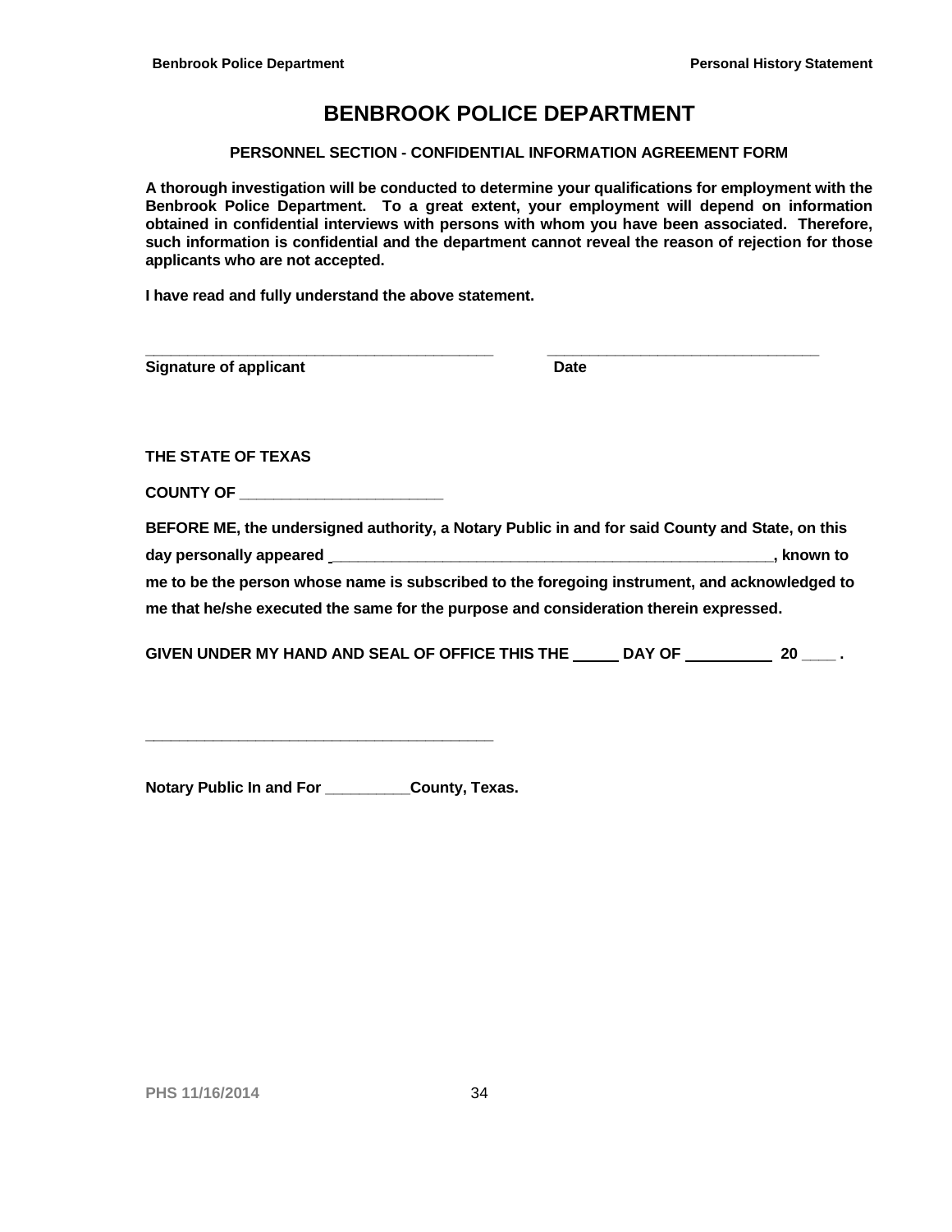# BENBROOK POLICE DEPARTMENT

**PERSONNEL SECTION - CONFIDENTIAL INFORMATION AGREEMENT FORM**

**A thorough investigation will be conducted to determine your qualifications for employment with the Benbrook Police Department. To a great extent, your employment will depend on information obtained in confidential interviews with persons with whom you have been associated. Therefore, such information is confidential and the department cannot reveal the reason of rejection for those applicants who are not accepted.**

**I have read and fully understand the above statement.**

_________________________________________ ________________________________

**Signature of applicant** **Date**

**THE STATE OF TEXAS**

**COUNTY OF ________________________**

**BEFORE ME, the undersigned authority, a Notary Public in and for said County and State, on this day personally appeared ____________________________________________________, known to me to be the person whose name is subscribed to the foregoing instrument, and acknowledged to me that he/she executed the same for the purpose and consideration therein expressed.**

**GIVEN UNDER MY HAND AND SEAL OF OFFICE THIS THE _____ DAY OF __________ 20 ____ .**

_________________________________________

**Notary Public In and For __________County, Texas.**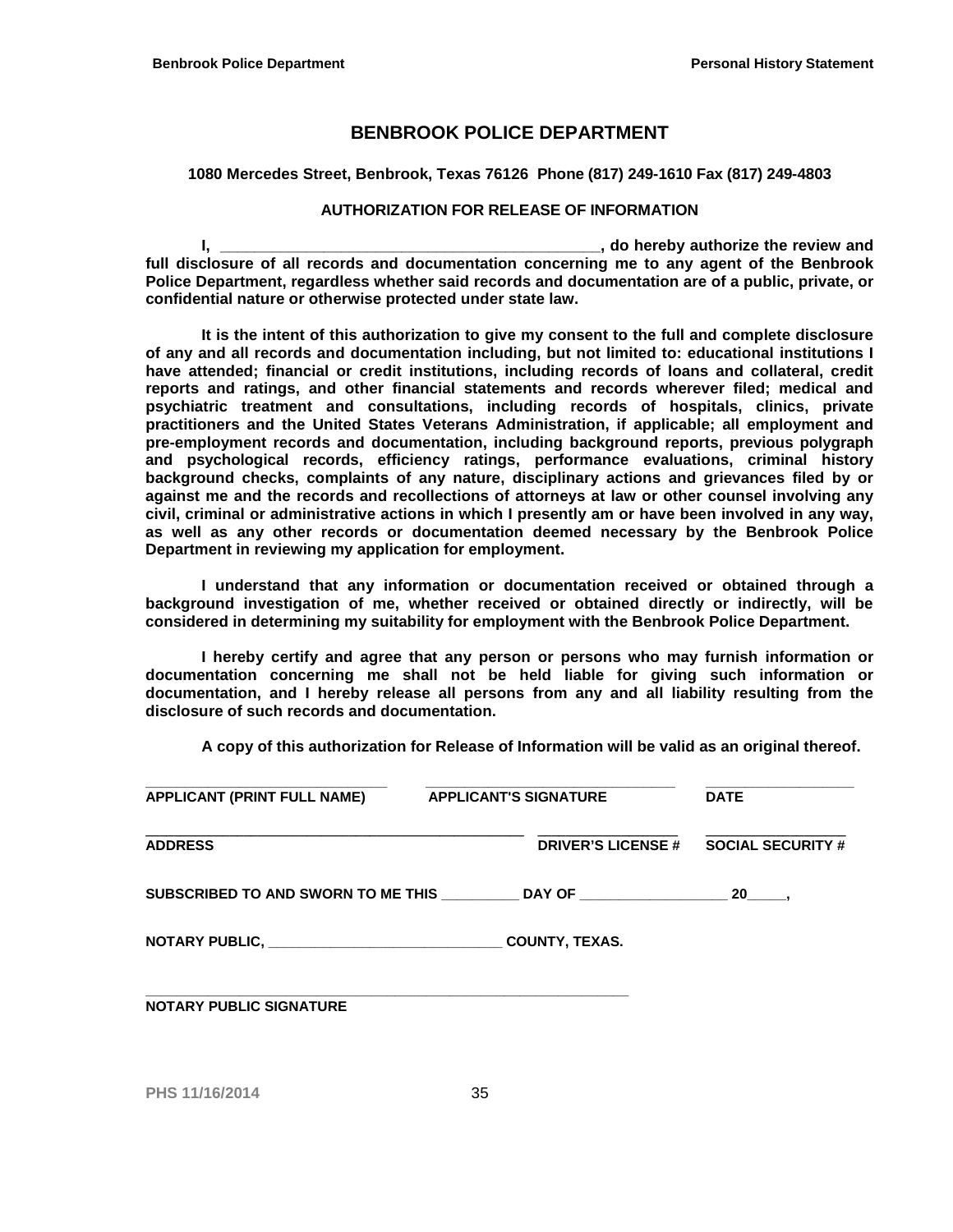# BENBROOK POLICE DEPARTMENT

**1080 Mercedes Street, Benbrook, Texas 76126 Phone (817) 249-1610 Fax (817) 249-4803**

## AUTHORIZATION FOR RELEASE OF INFORMATION

**I, ____________________________________________, do hereby authorize the review and full disclosure of all records and documentation concerning me to any agent of the Benbrook Police Department, regardless whether said records and documentation are of a public, private, or confidential nature or otherwise protected under state law.**

**It is the intent of this authorization to give my consent to the full and complete disclosure of any and all records and documentation including, but not limited to: educational institutions I have attended; financial or credit institutions, including records of loans and collateral, credit reports and ratings, and other financial statements and records wherever filed; medical and psychiatric treatment and consultations, including records of hospitals, clinics, private practitioners and the United States Veterans Administration, if applicable; all employment and pre-employment records and documentation, including background reports, previous polygraph and psychological records, efficiency ratings, performance evaluations, criminal history background checks, complaints of any nature, disciplinary actions and grievances filed by or against me and the records and recollections of attorneys at law or other counsel involving any civil, criminal or administrative actions in which I presently am or have been involved in any way, as well as any other records or documentation deemed necessary by the Benbrook Police Department in reviewing my application for employment.**

**I understand that any information or documentation received or obtained through a background investigation of me, whether received or obtained directly or indirectly, will be considered in determining my suitability for employment with the Benbrook Police Department.**

**I hereby certify and agree that any person or persons who may furnish information or documentation concerning me shall not be held liable for giving such information or documentation, and I hereby release all persons from any and all liability resulting from the disclosure of such records and documentation.**

**A copy of this authorization for Release of Information will be valid as an original thereof.**

______________________________ ______________________________ ____________________
**APPLICANT (PRINT FULL NAME)** **APPLICANT'S SIGNATURE** **DATE**

______________________________________________ __________________ __________________
**ADDRESS** **DRIVER'S LICENSE #** **SOCIAL SECURITY #**

**SUBSCRIBED TO AND SWORN TO ME THIS __________ DAY OF ___________________ 20_____,**

**NOTARY PUBLIC, _____________________________ COUNTY, TEXAS.**

____________________________________________________________
**NOTARY PUBLIC SIGNATURE**

PHS 11/16/2014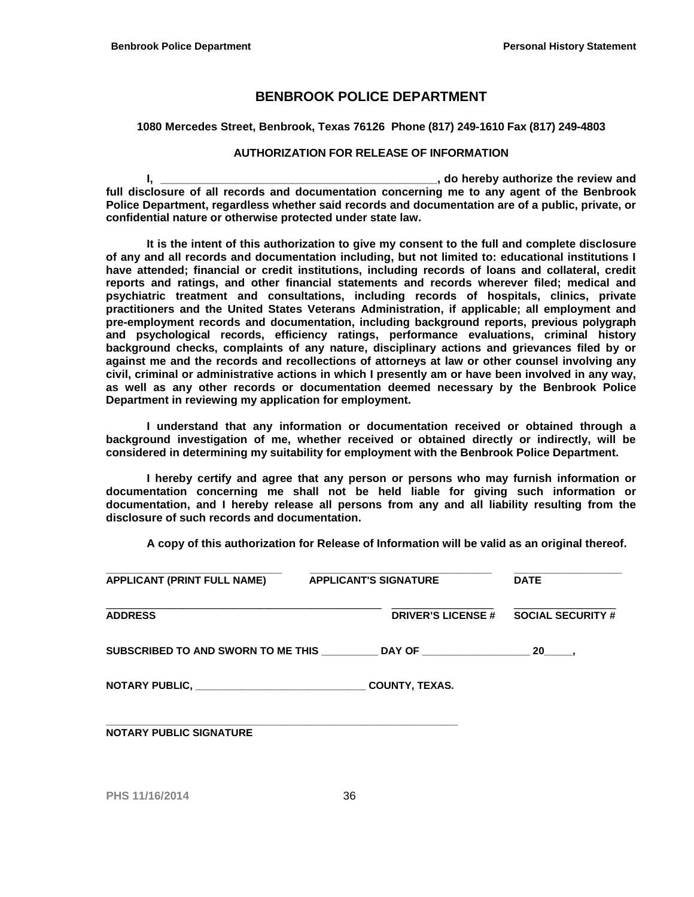# BENBROOK POLICE DEPARTMENT

**1080 Mercedes Street, Benbrook, Texas 76126 Phone (817) 249-1610 Fax (817) 249-4803**

## AUTHORIZATION FOR RELEASE OF INFORMATION

**I, _____________________________________________, do hereby authorize the review and full disclosure of all records and documentation concerning me to any agent of the Benbrook Police Department, regardless whether said records and documentation are of a public, private, or confidential nature or otherwise protected under state law.**

**It is the intent of this authorization to give my consent to the full and complete disclosure of any and all records and documentation including, but not limited to: educational institutions I have attended; financial or credit institutions, including records of loans and collateral, credit reports and ratings, and other financial statements and records wherever filed; medical and psychiatric treatment and consultations, including records of hospitals, clinics, private practitioners and the United States Veterans Administration, if applicable; all employment and pre-employment records and documentation, including background reports, previous polygraph and psychological records, efficiency ratings, performance evaluations, criminal history background checks, complaints of any nature, disciplinary actions and grievances filed by or against me and the records and recollections of attorneys at law or other counsel involving any civil, criminal or administrative actions in which I presently am or have been involved in any way, as well as any other records or documentation deemed necessary by the Benbrook Police Department in reviewing my application for employment.**

**I understand that any information or documentation received or obtained through a background investigation of me, whether received or obtained directly or indirectly, will be considered in determining my suitability for employment with the Benbrook Police Department.**

**I hereby certify and agree that any person or persons who may furnish information or documentation concerning me shall not be held liable for giving such information or documentation, and I hereby release all persons from any and all liability resulting from the disclosure of such records and documentation.**

**A copy of this authorization for Release of Information will be valid as an original thereof.**

_____________________________ _____________________________ ____________________

**APPLICANT (PRINT FULL NAME) APPLICANT'S SIGNATURE DATE**

_____________________________________________ ________________ ________________

**ADDRESS DRIVER'S LICENSE # SOCIAL SECURITY #**

**SUBSCRIBED TO AND SWORN TO ME THIS __________ DAY OF ___________________ 20_____,**

**NOTARY PUBLIC, ______________________________ COUNTY, TEXAS.**

_____________________________________________________________

**NOTARY PUBLIC SIGNATURE**

PHS 11/16/2014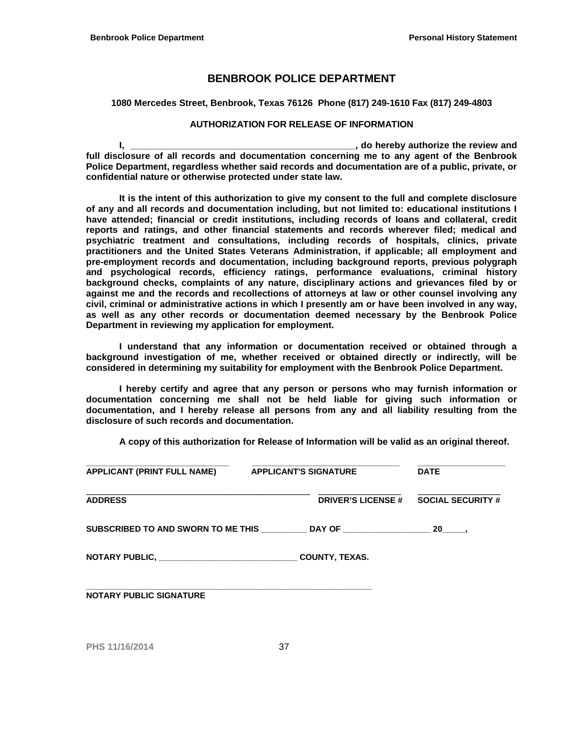# BENBROOK POLICE DEPARTMENT

**1080 Mercedes Street, Benbrook, Texas 76126 Phone (817) 249-1610 Fax (817) 249-4803**

## AUTHORIZATION FOR RELEASE OF INFORMATION

**I, _____________________________________________, do hereby authorize the review and full disclosure of all records and documentation concerning me to any agent of the Benbrook Police Department, regardless whether said records and documentation are of a public, private, or confidential nature or otherwise protected under state law.**

**It is the intent of this authorization to give my consent to the full and complete disclosure of any and all records and documentation including, but not limited to: educational institutions I have attended; financial or credit institutions, including records of loans and collateral, credit reports and ratings, and other financial statements and records wherever filed; medical and psychiatric treatment and consultations, including records of hospitals, clinics, private practitioners and the United States Veterans Administration, if applicable; all employment and pre-employment records and documentation, including background reports, previous polygraph and psychological records, efficiency ratings, performance evaluations, criminal history background checks, complaints of any nature, disciplinary actions and grievances filed by or against me and the records and recollections of attorneys at law or other counsel involving any civil, criminal or administrative actions in which I presently am or have been involved in any way, as well as any other records or documentation deemed necessary by the Benbrook Police Department in reviewing my application for employment.**

**I understand that any information or documentation received or obtained through a background investigation of me, whether received or obtained directly or indirectly, will be considered in determining my suitability for employment with the Benbrook Police Department.**

**I hereby certify and agree that any person or persons who may furnish information or documentation concerning me shall not be held liable for giving such information or documentation, and I hereby release all persons from any and all liability resulting from the disclosure of such records and documentation.**

**A copy of this authorization for Release of Information will be valid as an original thereof.**

______________________________ ______________________________ __________________
**APPLICANT (PRINT FULL NAME)** **APPLICANT'S SIGNATURE** **DATE**

______________________________________________ _________________ _________________
**ADDRESS** **DRIVER'S LICENSE #** **SOCIAL SECURITY #**

**SUBSCRIBED TO AND SWORN TO ME THIS __________ DAY OF ___________________ 20_____,**

**NOTARY PUBLIC, ______________________________ COUNTY, TEXAS.**

____________________________________________________________
**NOTARY PUBLIC SIGNATURE**

PHS 11/16/2014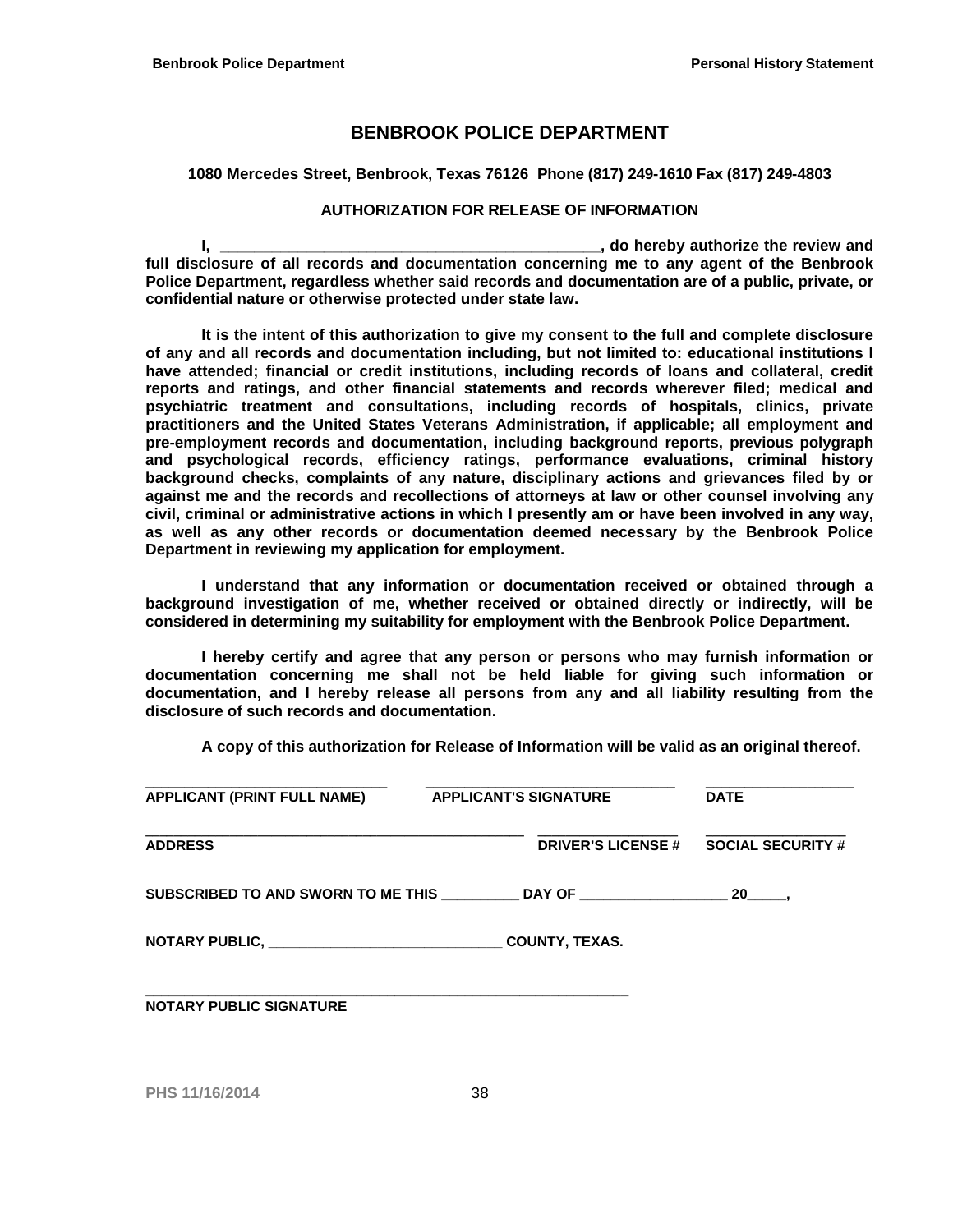# BENBROOK POLICE DEPARTMENT

**1080 Mercedes Street, Benbrook, Texas 76126 Phone (817) 249-1610 Fax (817) 249-4803**

**AUTHORIZATION FOR RELEASE OF INFORMATION**

**I, _____________________________________________, do hereby authorize the review and full disclosure of all records and documentation concerning me to any agent of the Benbrook Police Department, regardless whether said records and documentation are of a public, private, or confidential nature or otherwise protected under state law.**

**It is the intent of this authorization to give my consent to the full and complete disclosure of any and all records and documentation including, but not limited to: educational institutions I have attended; financial or credit institutions, including records of loans and collateral, credit reports and ratings, and other financial statements and records wherever filed; medical and psychiatric treatment and consultations, including records of hospitals, clinics, private practitioners and the United States Veterans Administration, if applicable; all employment and pre-employment records and documentation, including background reports, previous polygraph and psychological records, efficiency ratings, performance evaluations, criminal history background checks, complaints of any nature, disciplinary actions and grievances filed by or against me and the records and recollections of attorneys at law or other counsel involving any civil, criminal or administrative actions in which I presently am or have been involved in any way, as well as any other records or documentation deemed necessary by the Benbrook Police Department in reviewing my application for employment.**

**I understand that any information or documentation received or obtained through a background investigation of me, whether received or obtained directly or indirectly, will be considered in determining my suitability for employment with the Benbrook Police Department.**

**I hereby certify and agree that any person or persons who may furnish information or documentation concerning me shall not be held liable for giving such information or documentation, and I hereby release all persons from any and all liability resulting from the disclosure of such records and documentation.**

**A copy of this authorization for Release of Information will be valid as an original thereof.**

_____________________________ _____________________________ __________________
**APPLICANT (PRINT FULL NAME)** **APPLICANT'S SIGNATURE** **DATE**

_____________________________________________ _________________ _________________
**ADDRESS** **DRIVER'S LICENSE #** **SOCIAL SECURITY #**

**SUBSCRIBED TO AND SWORN TO ME THIS __________ DAY OF __________________ 20_____,**

**NOTARY PUBLIC, _____________________________ COUNTY, TEXAS.**

_________________________________________________________
**NOTARY PUBLIC SIGNATURE**

PHS 11/16/2014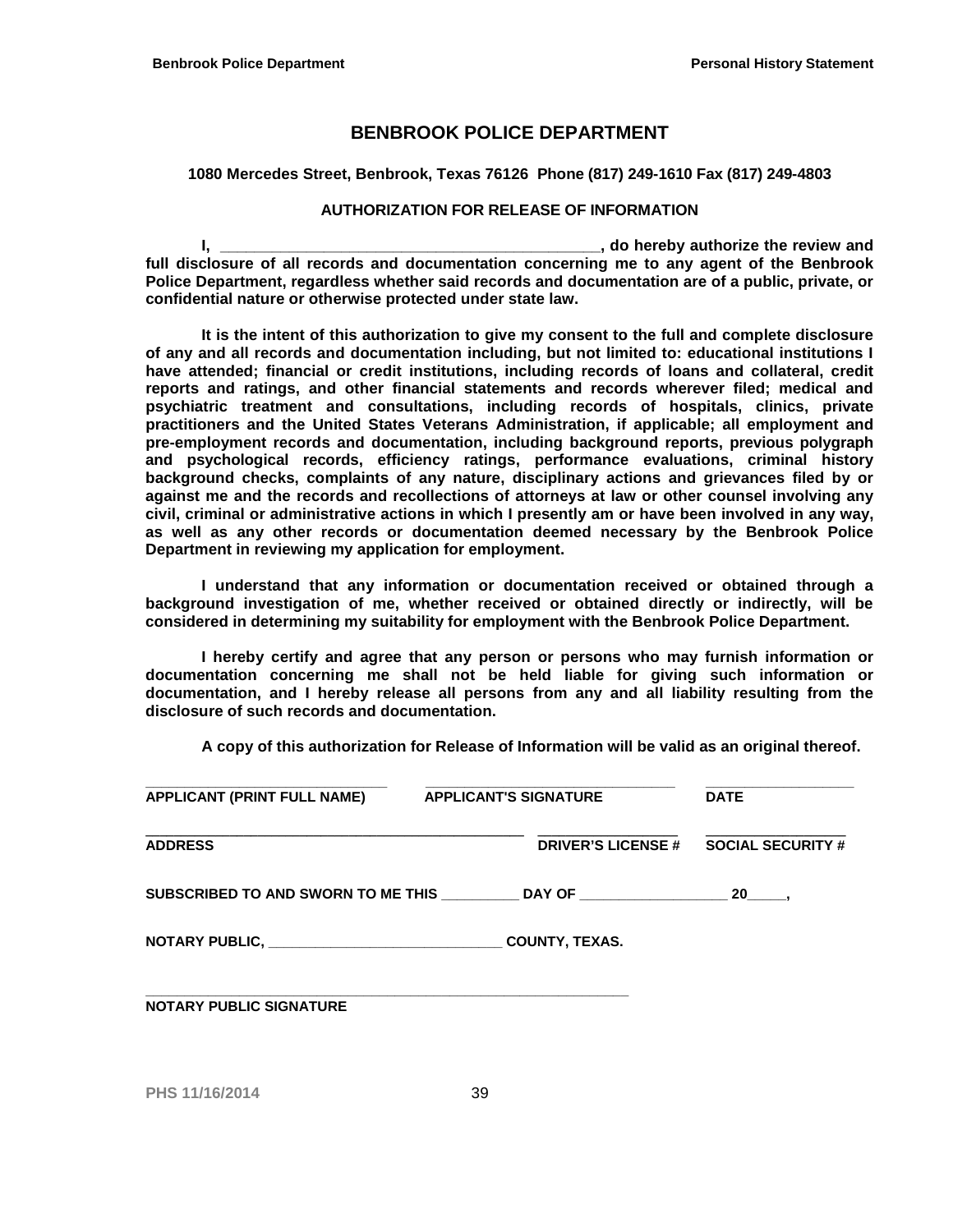# BENBROOK POLICE DEPARTMENT

**1080 Mercedes Street, Benbrook, Texas 76126 Phone (817) 249-1610 Fax (817) 249-4803**

## AUTHORIZATION FOR RELEASE OF INFORMATION

**I, _____________________________________________, do hereby authorize the review and full disclosure of all records and documentation concerning me to any agent of the Benbrook Police Department, regardless whether said records and documentation are of a public, private, or confidential nature or otherwise protected under state law.**

**It is the intent of this authorization to give my consent to the full and complete disclosure of any and all records and documentation including, but not limited to: educational institutions I have attended; financial or credit institutions, including records of loans and collateral, credit reports and ratings, and other financial statements and records wherever filed; medical and psychiatric treatment and consultations, including records of hospitals, clinics, private practitioners and the United States Veterans Administration, if applicable; all employment and pre-employment records and documentation, including background reports, previous polygraph and psychological records, efficiency ratings, performance evaluations, criminal history background checks, complaints of any nature, disciplinary actions and grievances filed by or against me and the records and recollections of attorneys at law or other counsel involving any civil, criminal or administrative actions in which I presently am or have been involved in any way, as well as any other records or documentation deemed necessary by the Benbrook Police Department in reviewing my application for employment.**

**I understand that any information or documentation received or obtained through a background investigation of me, whether received or obtained directly or indirectly, will be considered in determining my suitability for employment with the Benbrook Police Department.**

**I hereby certify and agree that any person or persons who may furnish information or documentation concerning me shall not be held liable for giving such information or documentation, and I hereby release all persons from any and all liability resulting from the disclosure of such records and documentation.**

**A copy of this authorization for Release of Information will be valid as an original thereof.**

| | | |
|---|---|---|
| ______________________________ | ______________________________ | ____________________ |
| **APPLICANT (PRINT FULL NAME)** | **APPLICANT'S SIGNATURE** | **DATE** |
| ______________________________________________ | ____________________ | ____________________ |
| **ADDRESS** | **DRIVER'S LICENSE #** | **SOCIAL SECURITY #** |

**SUBSCRIBED TO AND SWORN TO ME THIS __________ DAY OF ___________________ 20_____,**

**NOTARY PUBLIC, ______________________________ COUNTY, TEXAS.**

_____________________________________________________________

**NOTARY PUBLIC SIGNATURE**

**PHS 11/16/2014**